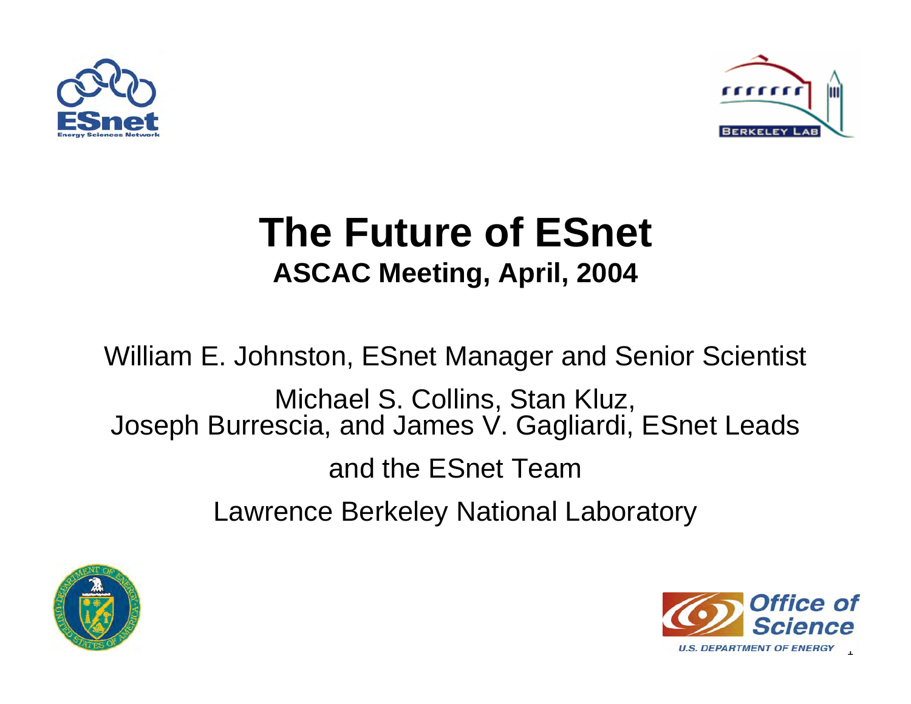# The Future of ESnet

## ASCAC Meeting, April, 2004

William E. Johnston, ESnet Manager and Senior Scientist

Michael S. Collins, Stan Kluz,
Joseph Burrescia, and James V. Gagliardi, ESnet Leads

and the ESnet Team

Lawrence Berkeley National Laboratory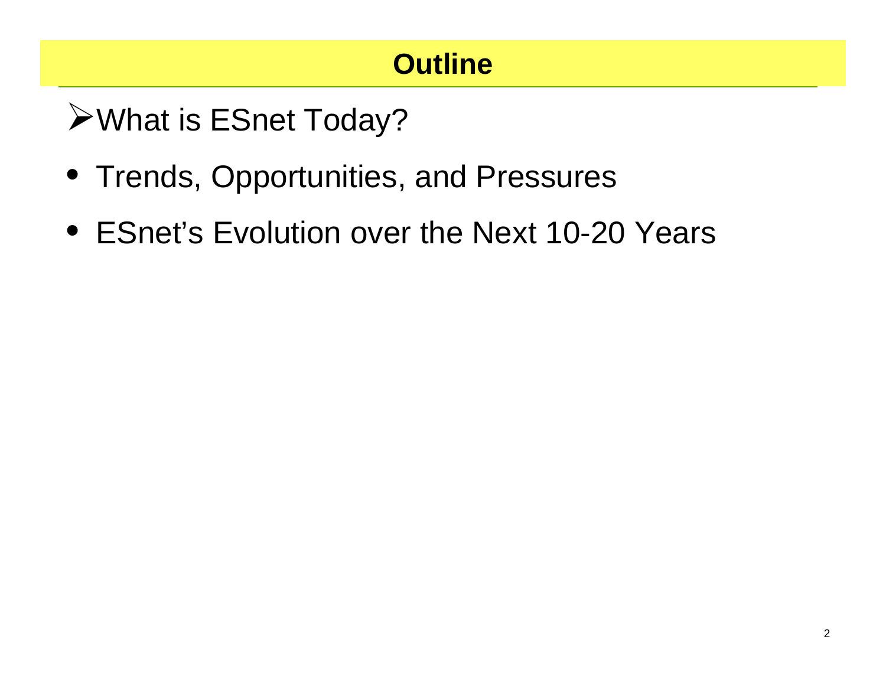# Outline

- ➢ What is ESnet Today?
- Trends, Opportunities, and Pressures
- ESnet's Evolution over the Next 10-20 Years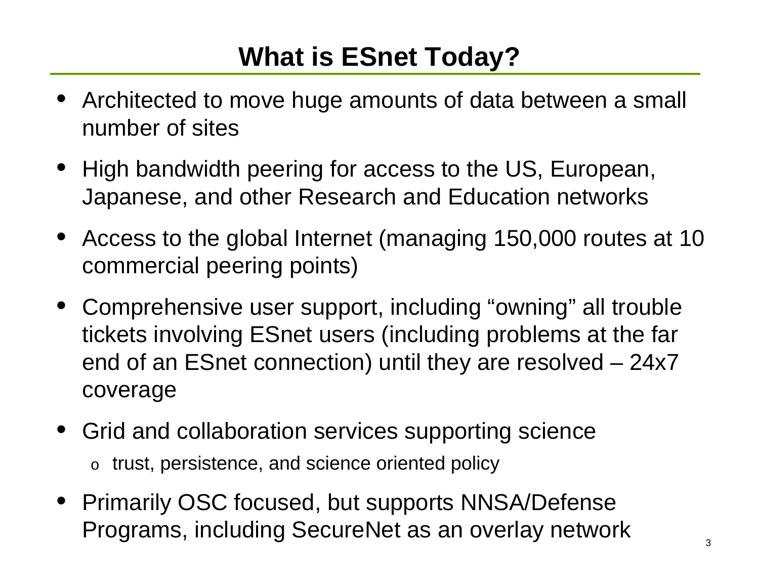# What is ESnet Today?

- Architected to move huge amounts of data between a small number of sites
- High bandwidth peering for access to the US, European, Japanese, and other Research and Education networks
- Access to the global Internet (managing 150,000 routes at 10 commercial peering points)
- Comprehensive user support, including "owning" all trouble tickets involving ESnet users (including problems at the far end of an ESnet connection) until they are resolved – 24x7 coverage
- Grid and collaboration services supporting science
  - trust, persistence, and science oriented policy
- Primarily OSC focused, but supports NNSA/Defense Programs, including SecureNet as an overlay network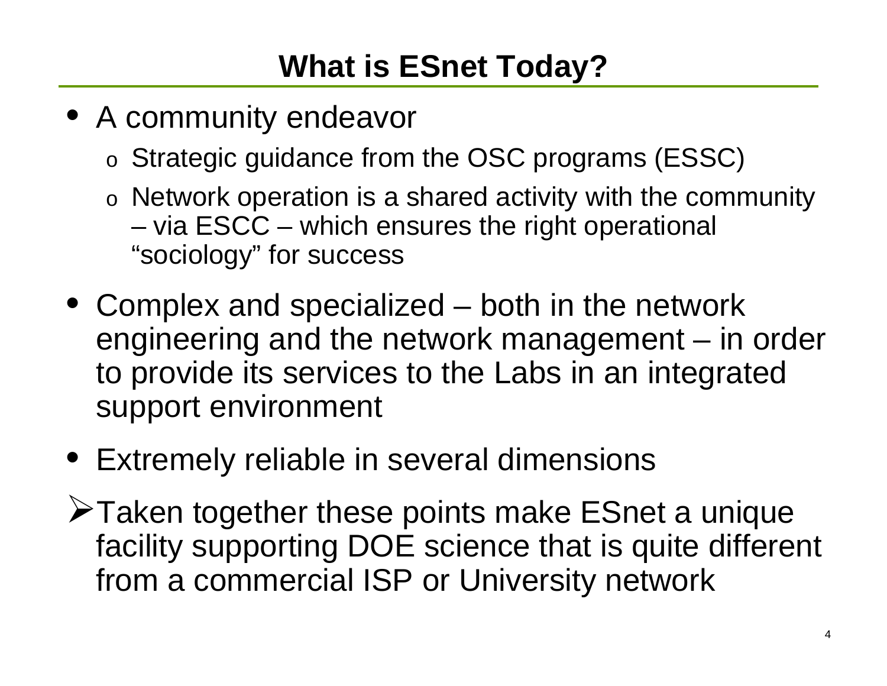# What is ESnet Today?

- A community endeavor
  - Strategic guidance from the OSC programs (ESSC)
  - Network operation is a shared activity with the community – via ESCC – which ensures the right operational "sociology" for success
- Complex and specialized – both in the network engineering and the network management – in order to provide its services to the Labs in an integrated support environment
- Extremely reliable in several dimensions

➢ Taken together these points make ESnet a unique facility supporting DOE science that is quite different from a commercial ISP or University network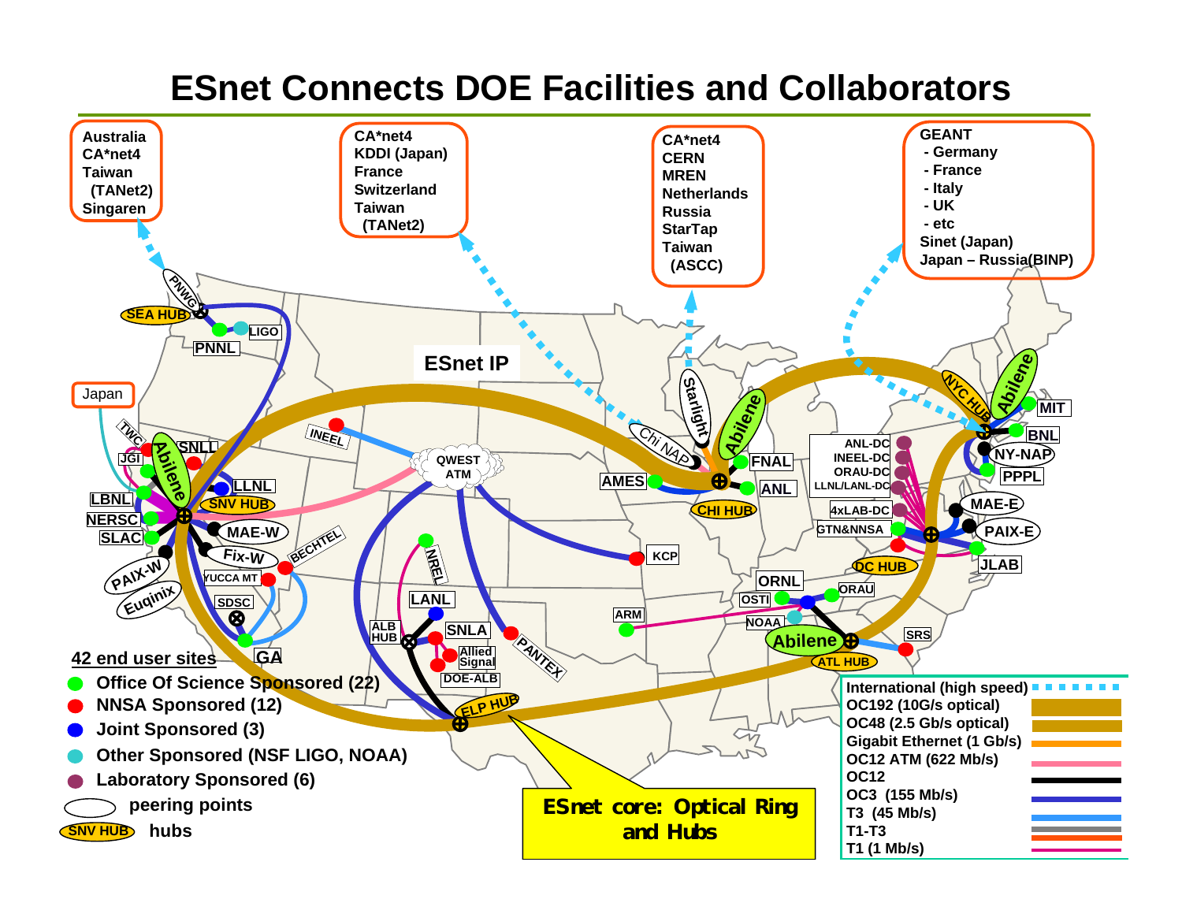# ESnet Connects DOE Facilities and Collaborators

Australia
CA*net4
Taiwan
(TANet2)
Singaren

CA*net4
KDDI (Japan)
France
Switzerland
Taiwan
(TANet2)

CA*net4
CERN
MREN
Netherlands
Russia
StarTap
Taiwan
(ASCC)

GEANT
- Germany
- France
- Italy
- UK
- etc
Sinet (Japan)
Japan – Russia(BINP)

Japan

ESnet IP

PNWG
SEA HUB
LIGO
PNNL
TWC
JGI
SNLL
Abilene
LBNL
NERSC
SLAC
LLNL
SNV HUB
MAE-W
Fix-W
PAIX-W
Euqinix
YUCCA MT
BECHTEL
SDSC
GA
INEEL
QWEST ATM
NREL
LANL
ALB HUB
SNLA
Allied Signal
DOE-ALB
PANTEX
ELP HUB
KCP
AMES
Chi NAP
Starlight
Abilene
FNAL
ANL
CHI HUB
ARM
ORNL
OSTI
ORAU
NOAA
Abilene
ATL HUB
SRS
ANL-DC
INEEL-DC
ORAU-DC
LLNL/LANL-DC
4xLAB-DC
GTN&NNSA
DC HUB
JLAB
MAE-E
PAIX-E
NYC HUB
Abilene
MIT
BNL
NY-NAP
PPPL

42 end user sites

- Office Of Science Sponsored (22)
- NNSA Sponsored (12)
- Joint Sponsored (3)
- Other Sponsored (NSF LIGO, NOAA)
- Laboratory Sponsored (6)

peering points

SNV HUB hubs

ESnet core: Optical Ring and Hubs

International (high speed)
OC192 (10G/s optical)
OC48 (2.5 Gb/s optical)
Gigabit Ethernet (1 Gb/s)
OC12 ATM (622 Mb/s)
OC12
OC3 (155 Mb/s)
T3 (45 Mb/s)
T1-T3
T1 (1 Mb/s)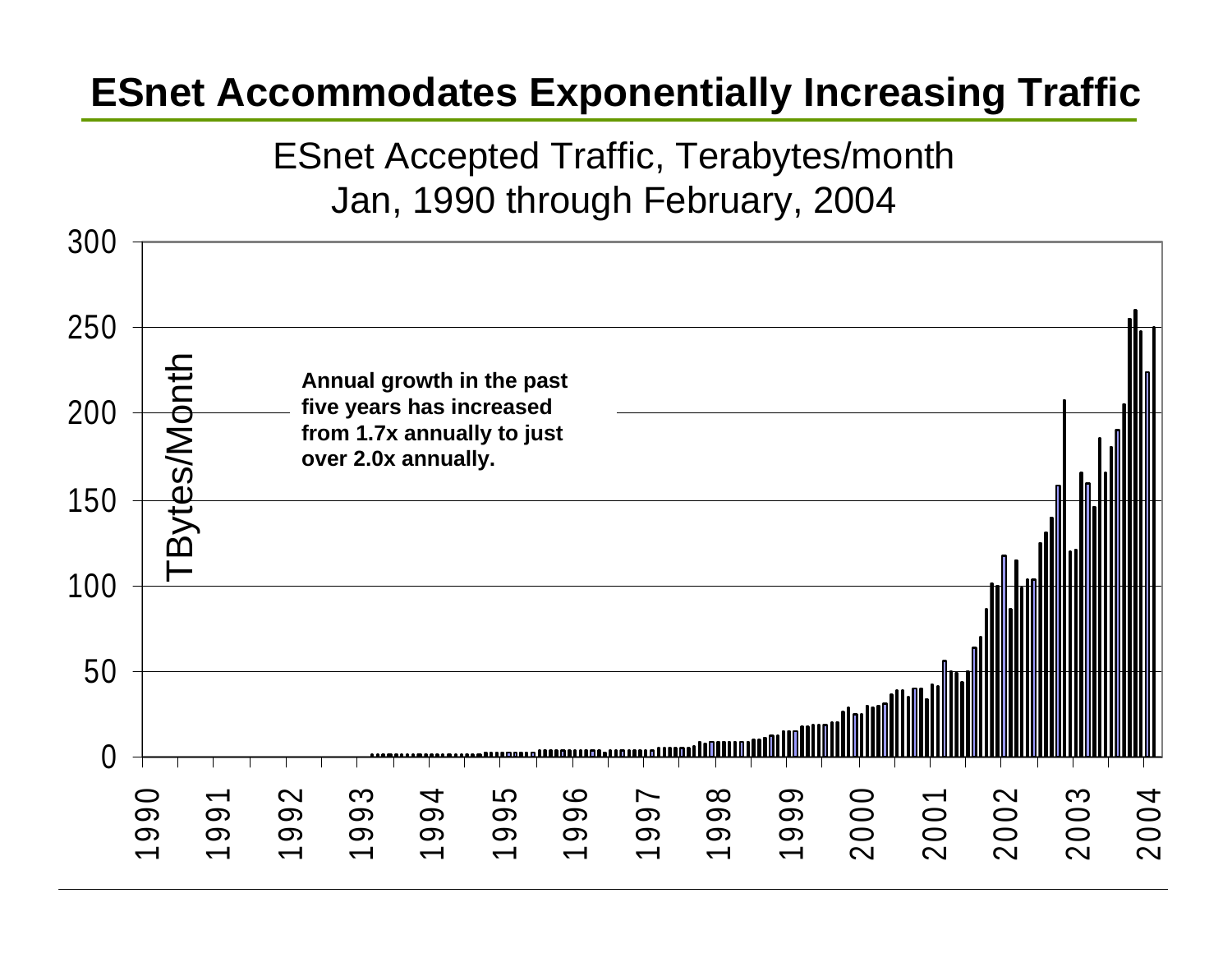# ESnet Accommodates Exponentially Increasing Traffic

ESnet Accepted Traffic, Terabytes/month
Jan, 1990 through February, 2004

TBytes/Month

300
250
200
150
100
50
0

1990
1991
1992
1993
1994
1995
1996
1997
1998
1999
2000
2001
2002
2003
2004

**Annual growth in the past five years has increased from 1.7x annually to just over 2.0x annually.**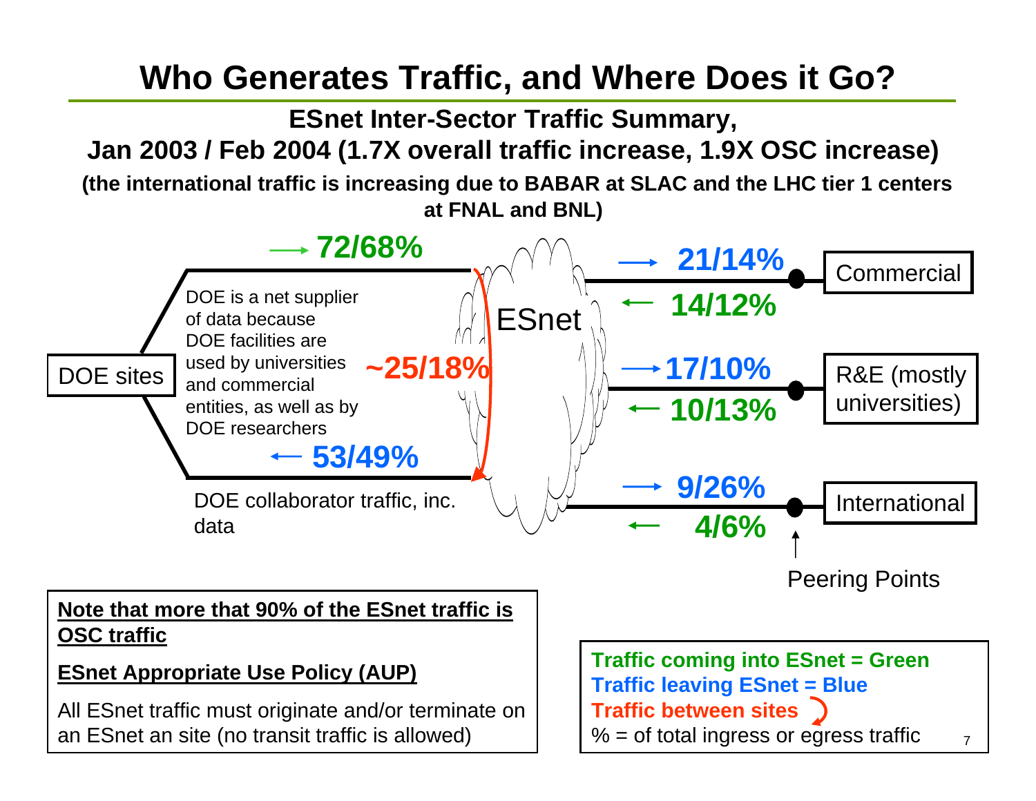# Who Generates Traffic, and Where Does it Go?

**ESnet Inter-Sector Traffic Summary,**

**Jan 2003 / Feb 2004 (1.7X overall traffic increase, 1.9X OSC increase)**

**(the international traffic is increasing due to BABAR at SLAC and the LHC tier 1 centers at FNAL and BNL)**

DOE sites

→ 72/68%

DOE is a net supplier of data because DOE facilities are used by universities and commercial entities, as well as by DOE researchers

~25/18%

← 53/49%

DOE collaborator traffic, inc. data

ESnet

→ 21/14%

← 14/12%

Commercial

→ 17/10%

← 10/13%

R&E (mostly universities)

→ 9/26%

← 4/6%

International

Peering Points

**Note that more that 90% of the ESnet traffic is OSC traffic**

**ESnet Appropriate Use Policy (AUP)**

All ESnet traffic must originate and/or terminate on an ESnet an site (no transit traffic is allowed)

**Traffic coming into ESnet = Green**
**Traffic leaving ESnet = Blue**
**Traffic between sites**
% = of total ingress or egress traffic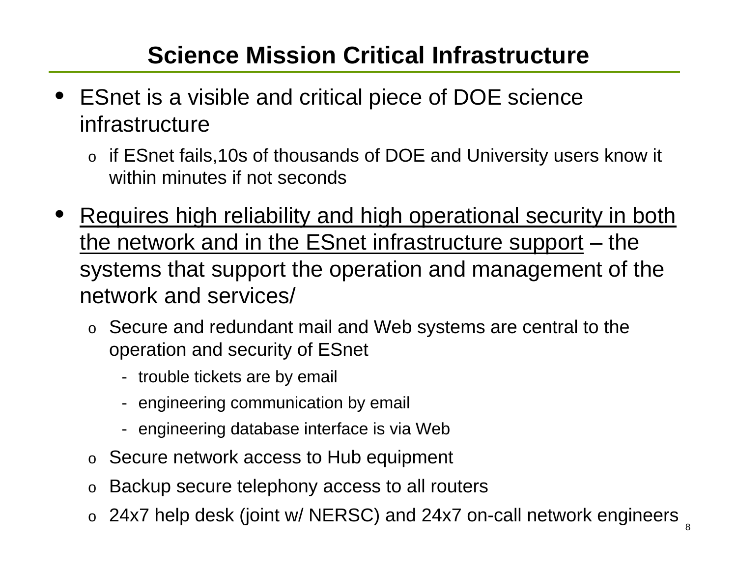# Science Mission Critical Infrastructure

- ESnet is a visible and critical piece of DOE science infrastructure
  - if ESnet fails,10s of thousands of DOE and University users know it within minutes if not seconds
- <u>Requires high reliability and high operational security in both the network and in the ESnet infrastructure support</u> – the systems that support the operation and management of the network and services/
  - Secure and redundant mail and Web systems are central to the operation and security of ESnet
    - trouble tickets are by email
    - engineering communication by email
    - engineering database interface is via Web
  - Secure network access to Hub equipment
  - Backup secure telephony access to all routers
  - 24x7 help desk (joint w/ NERSC) and 24x7 on-call network engineers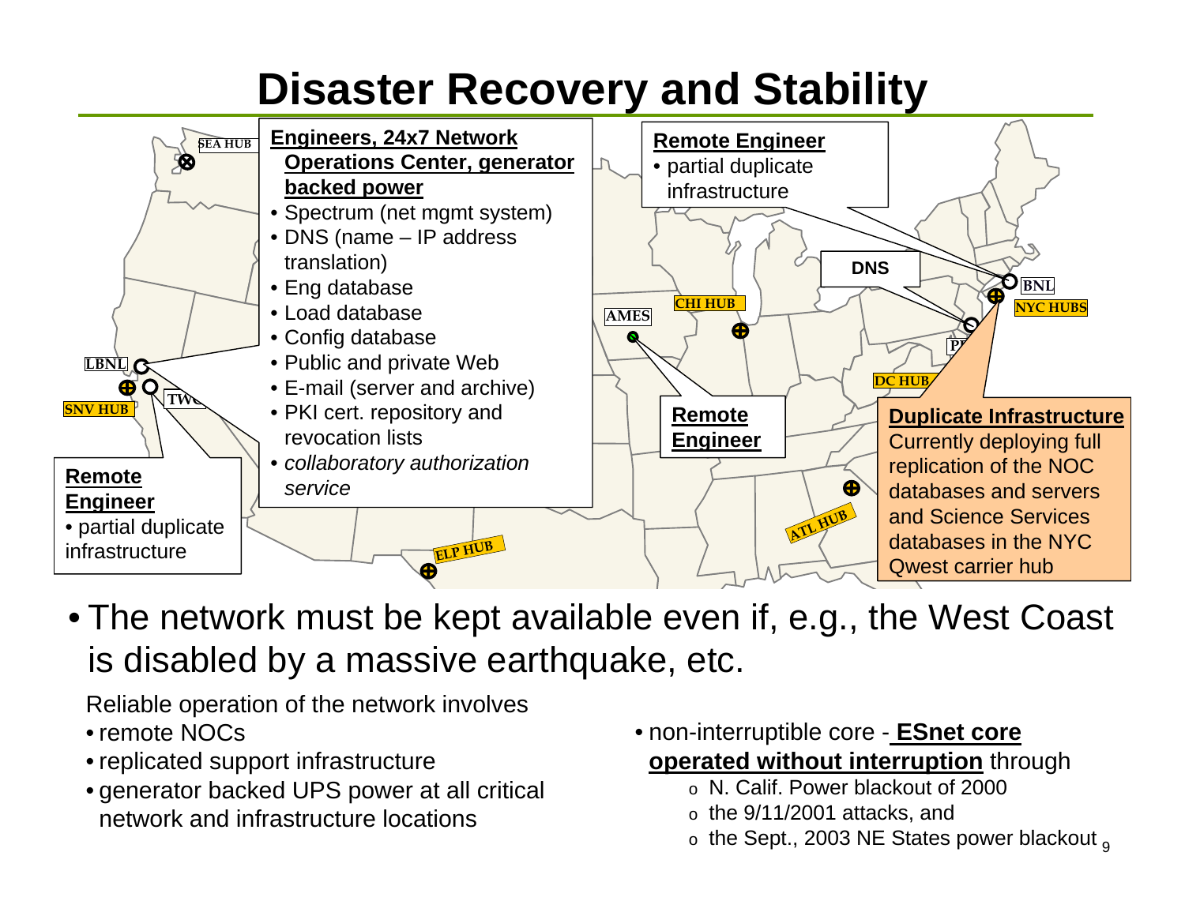# Disaster Recovery and Stability

SEA HUB

**Engineers, 24x7 Network Operations Center, generator backed power**

- Spectrum (net mgmt system)
- DNS (name – IP address translation)
- Eng database
- Load database
- Config database
- Public and private Web
- E-mail (server and archive)
- PKI cert. repository and revocation lists
- *collaborative authorization service*

**Remote Engineer**

- partial duplicate infrastructure

DNS

BNL

NYC HUBS

CHI HUB

AMES

PPPL

DC HUB

LBNL

SNV HUB

TWC

**Remote Engineer**

**Duplicate Infrastructure**

Currently deploying full replication of the NOC databases and servers and Science Services databases in the NYC Qwest carrier hub

**Remote Engineer**

- partial duplicate infrastructure

ATL HUB

ELP HUB

- The network must be kept available even if, e.g., the West Coast is disabled by a massive earthquake, etc.

Reliable operation of the network involves

- remote NOCs
- replicated support infrastructure
- generator backed UPS power at all critical network and infrastructure locations

- non-interruptible core - **ESnet core operated without interruption** through
  - N. Calif. Power blackout of 2000
  - the 9/11/2001 attacks, and
  - the Sept., 2003 NE States power blackout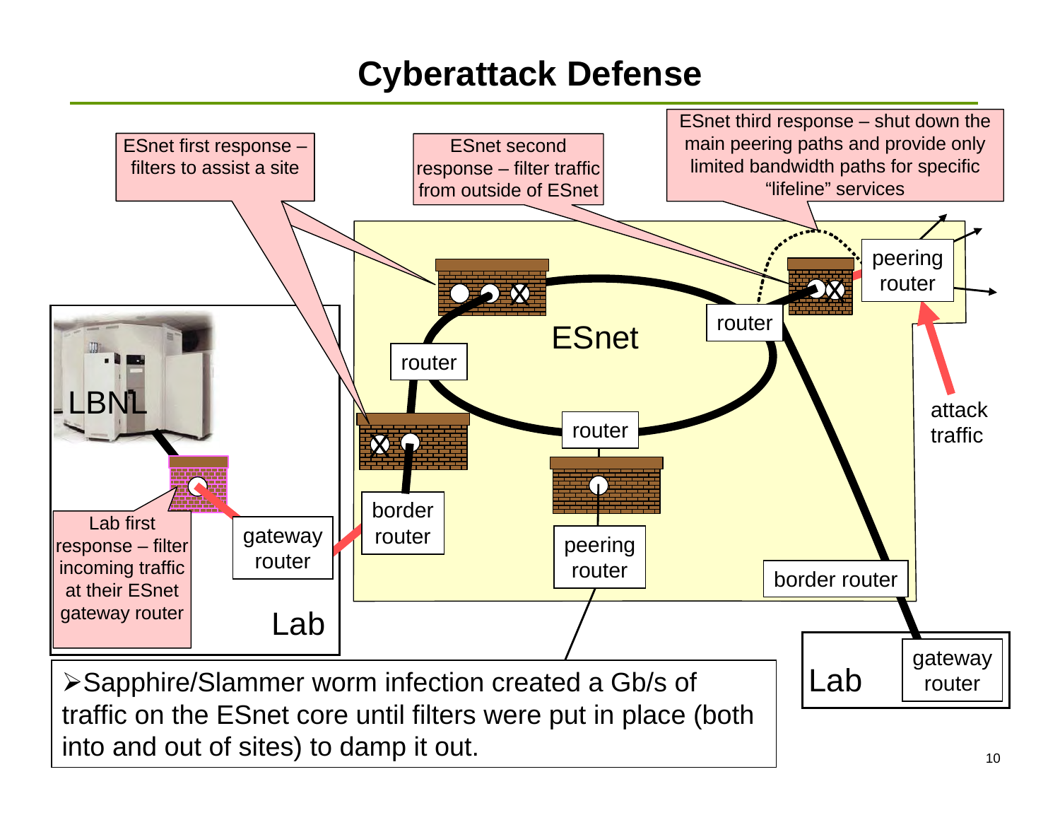# Cyberattack Defense

ESnet first response – filters to assist a site

ESnet second response – filter traffic from outside of ESnet

ESnet third response – shut down the main peering paths and provide only limited bandwidth paths for specific "lifeline" services

peering router

router

ESnet

router

router

border router

peering router

border router

attack traffic

LBNL

Lab first response – filter incoming traffic at their ESnet gateway router

gateway router

Lab

Lab

gateway router

- Sapphire/Slammer worm infection created a Gb/s of traffic on the ESnet core until filters were put in place (both into and out of sites) to damp it out.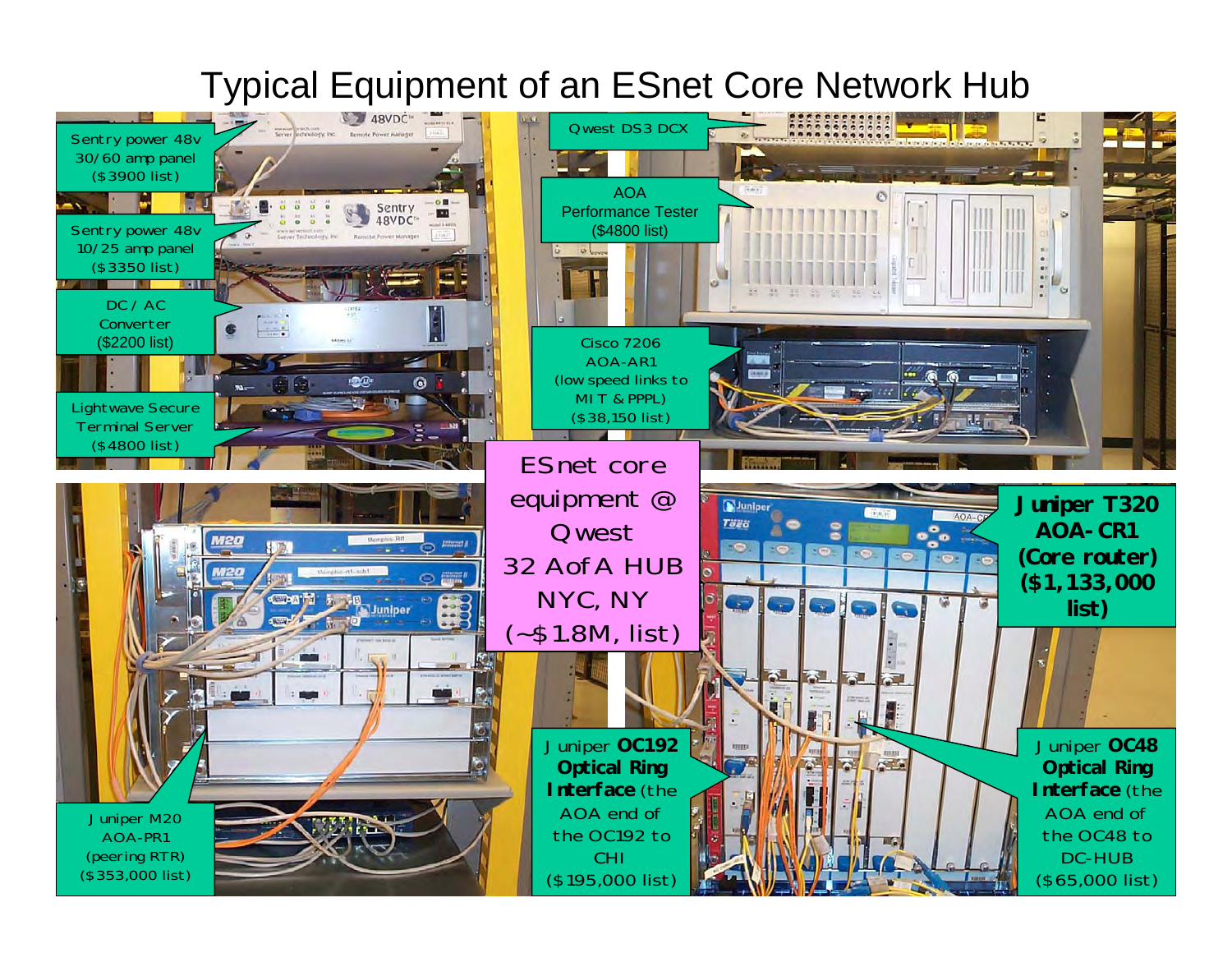# Typical Equipment of an ESnet Core Network Hub

Sentry power 48v 30/60 amp panel ($3900 list)

Sentry power 48v 10/25 amp panel ($3350 list)

DC / AC Converter ($2200 list)

Lightwave Secure Terminal Server ($4800 list)

Qwest DS3 DCX

AOA Performance Tester ($4800 list)

Cisco 7206 AOA-AR1 (low speed links to MIT & PPPL) ($38,150 list)

ESnet core equipment @ Qwest 32 AofA HUB NYC, NY (~$1.8M, list)

**Juniper T320 AOA-CR1 (Core router) ($1,133,000 list)**

Juniper M20 AOA-PR1 (peering RTR) ($353,000 list)

Juniper **OC192 Optical Ring Interface** (the AOA end of the OC192 to CHI ($195,000 list)

Juniper **OC48 Optical Ring Interface** (the AOA end of the OC48 to DC-HUB ($65,000 list)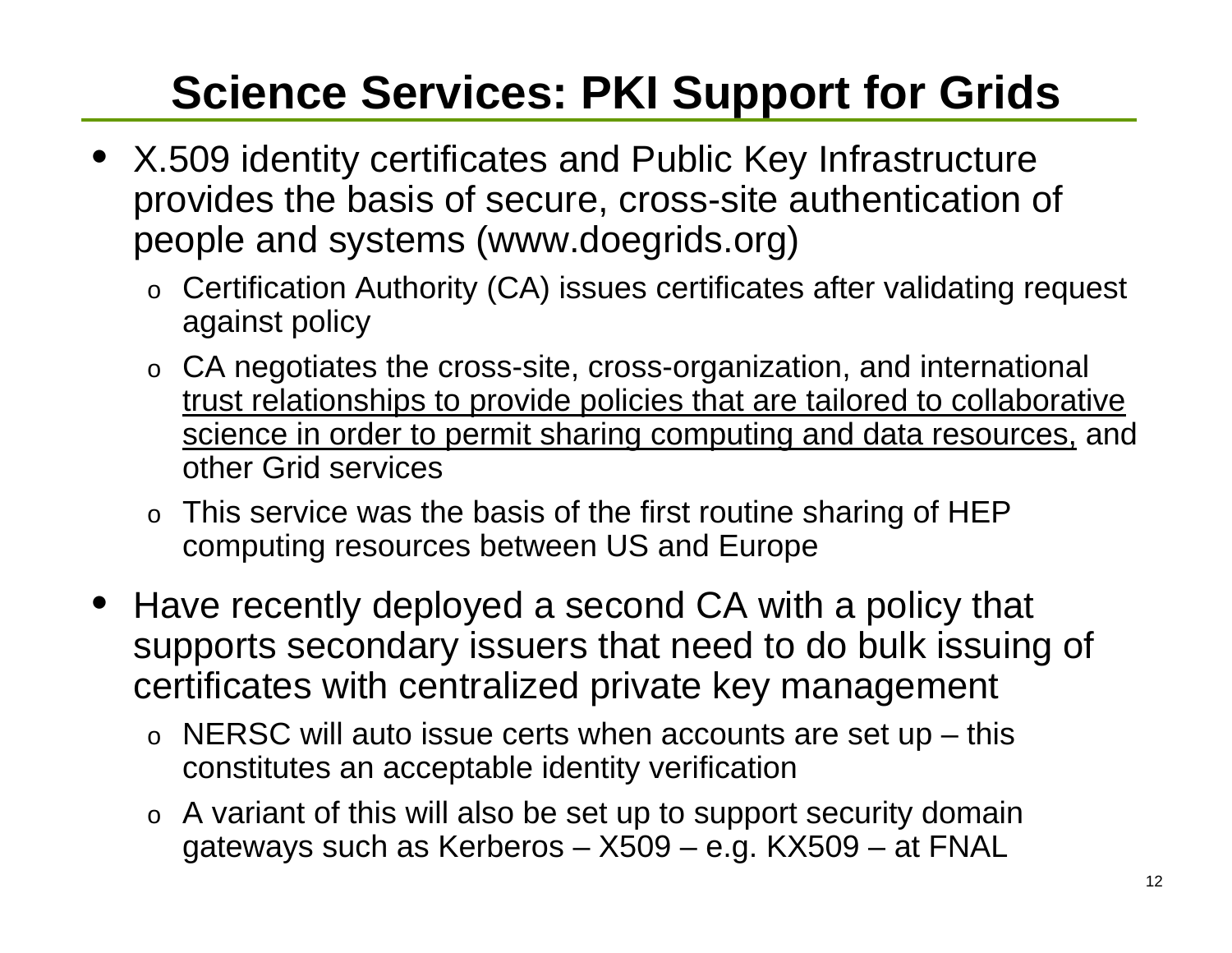# Science Services: PKI Support for Grids

- X.509 identity certificates and Public Key Infrastructure provides the basis of secure, cross-site authentication of people and systems (www.doegrids.org)
  - Certification Authority (CA) issues certificates after validating request against policy
  - CA negotiates the cross-site, cross-organization, and international <u>trust relationships to provide policies that are tailored to collaborative science in order to permit sharing computing and data resources,</u> and other Grid services
  - This service was the basis of the first routine sharing of HEP computing resources between US and Europe
- Have recently deployed a second CA with a policy that supports secondary issuers that need to do bulk issuing of certificates with centralized private key management
  - NERSC will auto issue certs when accounts are set up – this constitutes an acceptable identity verification
  - A variant of this will also be set up to support security domain gateways such as Kerberos – X509 – e.g. KX509 – at FNAL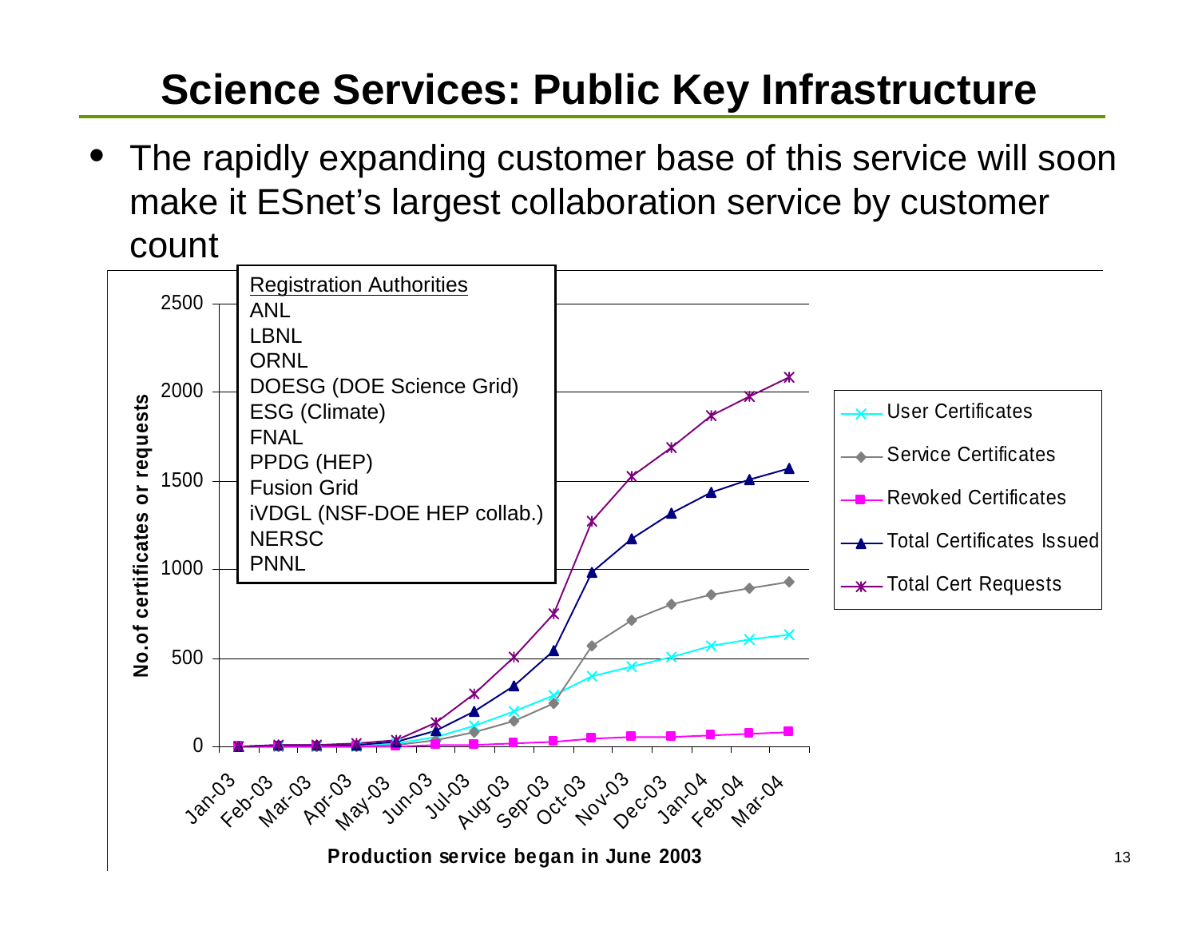# Science Services: Public Key Infrastructure

- The rapidly expanding customer base of this service will soon make it ESnet's largest collaboration service by customer count

Registration Authorities
ANL
LBNL
ORNL
DOESG (DOE Science Grid)
ESG (Climate)
FNAL
PPDG (HEP)
Fusion Grid
iVDGL (NSF-DOE HEP collab.)
NERSC
PNNL

No.of certificates or requests

0
500
1000
1500
2000
2500

Jan-03
Feb-03
Mar-03
Apr-03
May-03
Jun-03
Jul-03
Aug-03
Sep-03
Oct-03
Nov-03
Dec-03
Jan-04
Feb-04
Mar-04

Production service began in June 2003

User Certificates
Service Certificates
Revoked Certificates
Total Certificates Issued
Total Cert Requests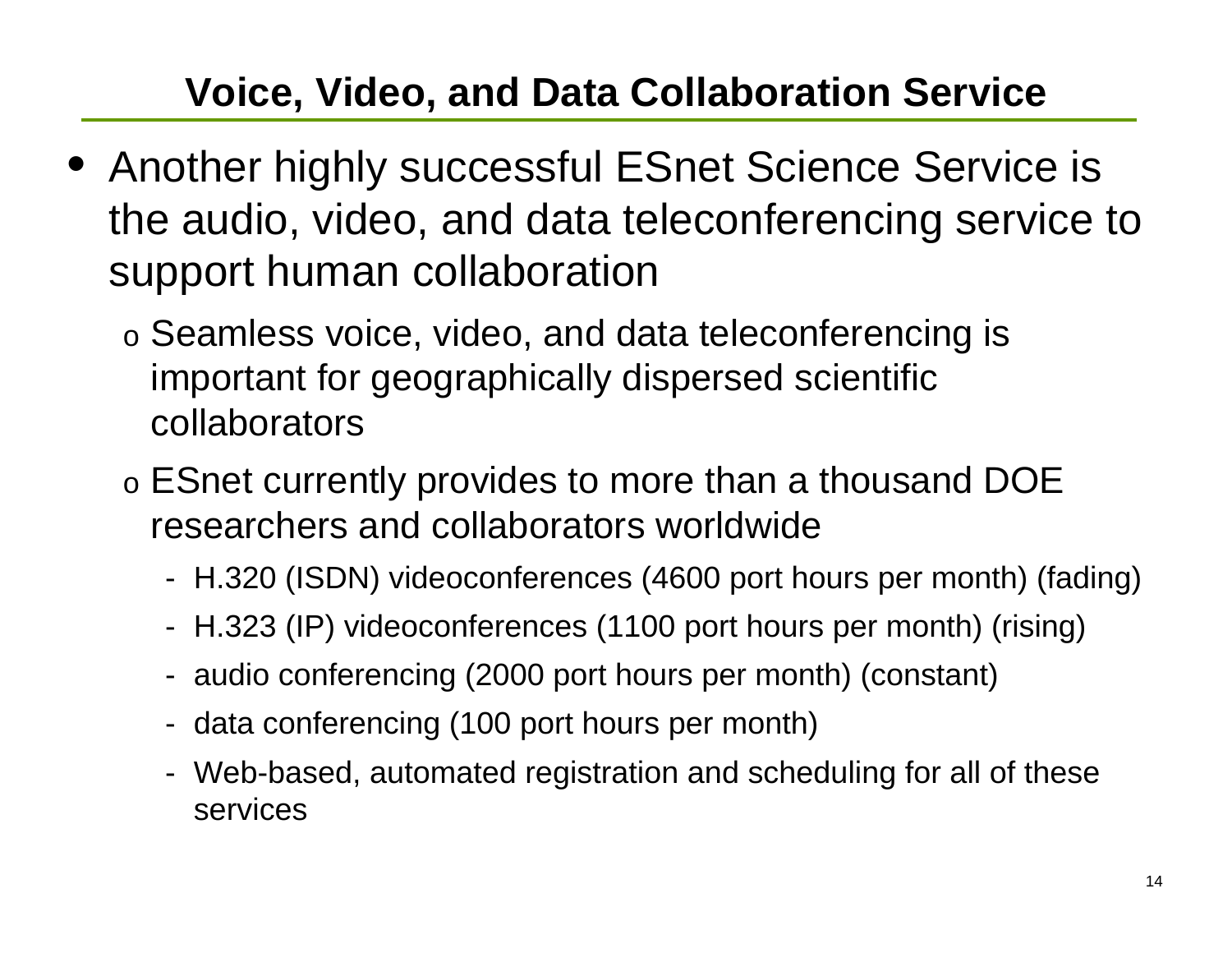# Voice, Video, and Data Collaboration Service

- Another highly successful ESnet Science Service is the audio, video, and data teleconferencing service to support human collaboration
  - Seamless voice, video, and data teleconferencing is important for geographically dispersed scientific collaborators
  - ESnet currently provides to more than a thousand DOE researchers and collaborators worldwide
    - H.320 (ISDN) videoconferences (4600 port hours per month) (fading)
    - H.323 (IP) videoconferences (1100 port hours per month) (rising)
    - audio conferencing (2000 port hours per month) (constant)
    - data conferencing (100 port hours per month)
    - Web-based, automated registration and scheduling for all of these services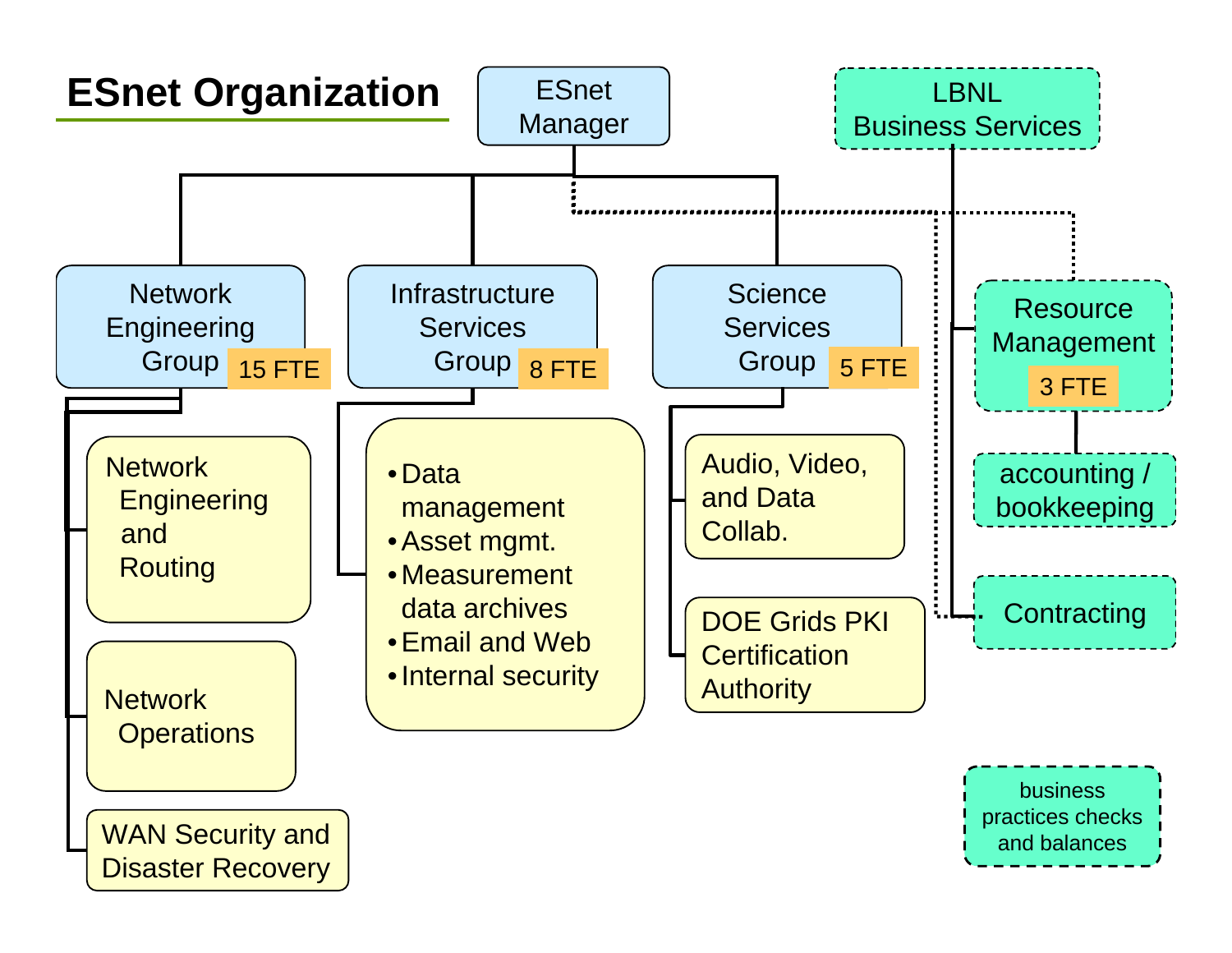# ESnet Organization

ESnet Manager

LBNL Business Services

Network Engineering Group 15 FTE

- Network Engineering and Routing
- Network Operations
- WAN Security and Disaster Recovery

Infrastructure Services Group 8 FTE

- Data management
- Asset mgmt.
- Measurement data archives
- Email and Web
- Internal security

Science Services Group 5 FTE

- Audio, Video, and Data Collab.
- DOE Grids PKI Certification Authority

Resource Management 3 FTE

- accounting / bookkeeping
- Contracting

business practices checks and balances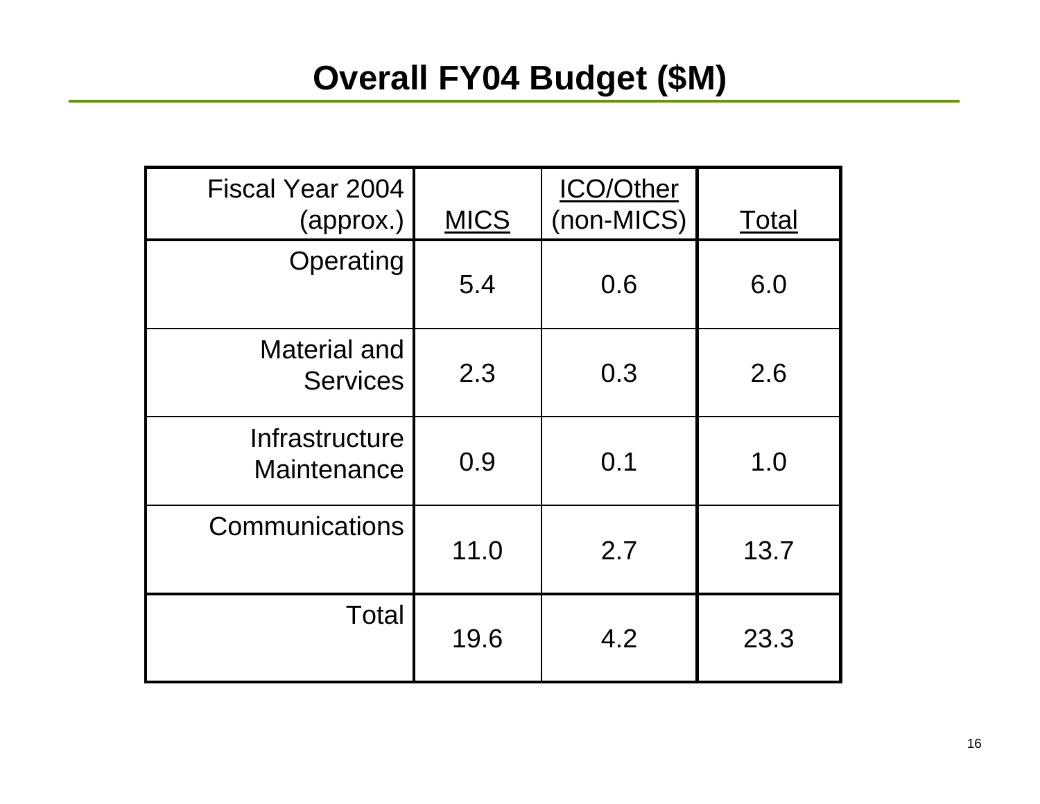# Overall FY04 Budget ($M)

| Fiscal Year 2004 (approx.) | MICS | ICO/Other (non-MICS) | Total |
|---|---|---|---|
| Operating | 5.4 | 0.6 | 6.0 |
| Material and Services | 2.3 | 0.3 | 2.6 |
| Infrastructure Maintenance | 0.9 | 0.1 | 1.0 |
| Communications | 11.0 | 2.7 | 13.7 |
| Total | 19.6 | 4.2 | 23.3 |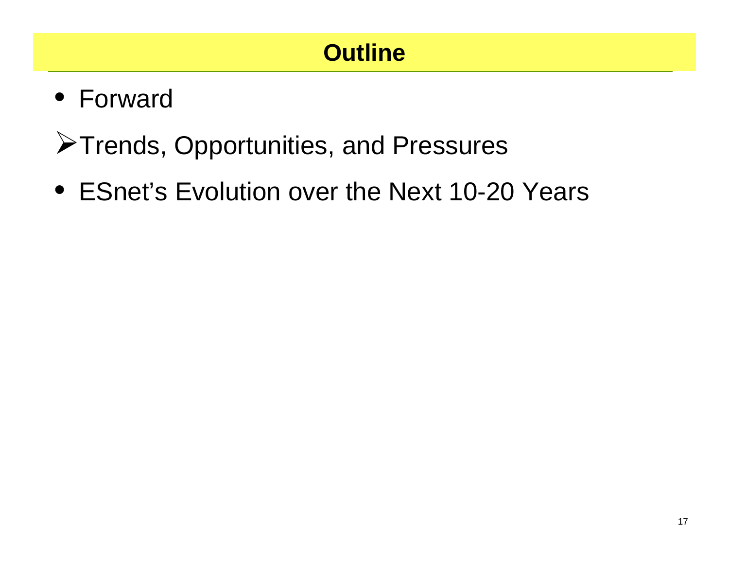# Outline

- Forward
- ➢ Trends, Opportunities, and Pressures
- ESnet's Evolution over the Next 10-20 Years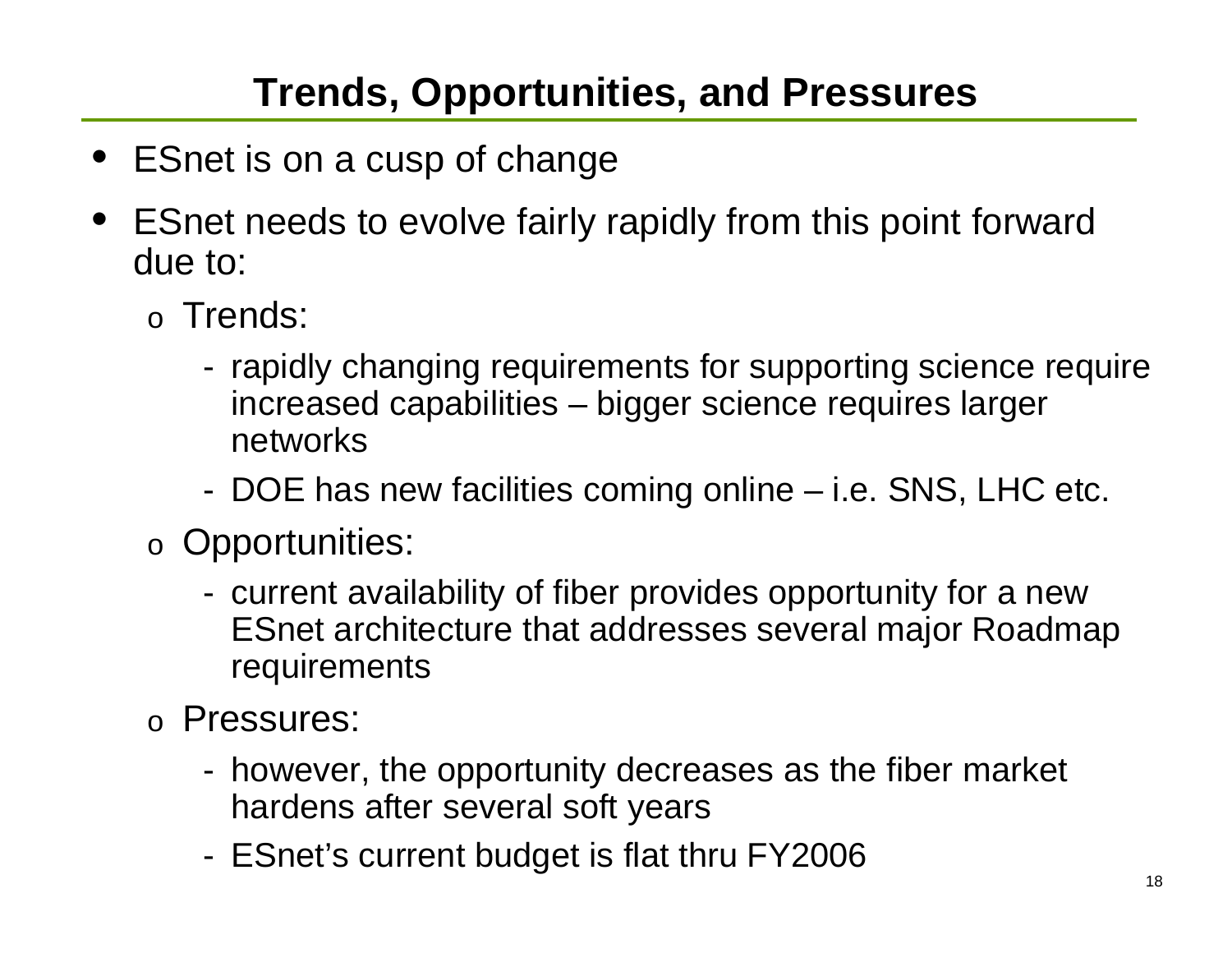# Trends, Opportunities, and Pressures

- ESnet is on a cusp of change
- ESnet needs to evolve fairly rapidly from this point forward due to:
  - Trends:
    - rapidly changing requirements for supporting science require increased capabilities – bigger science requires larger networks
    - DOE has new facilities coming online – i.e. SNS, LHC etc.
  - Opportunities:
    - current availability of fiber provides opportunity for a new ESnet architecture that addresses several major Roadmap requirements
  - Pressures:
    - however, the opportunity decreases as the fiber market hardens after several soft years
    - ESnet's current budget is flat thru FY2006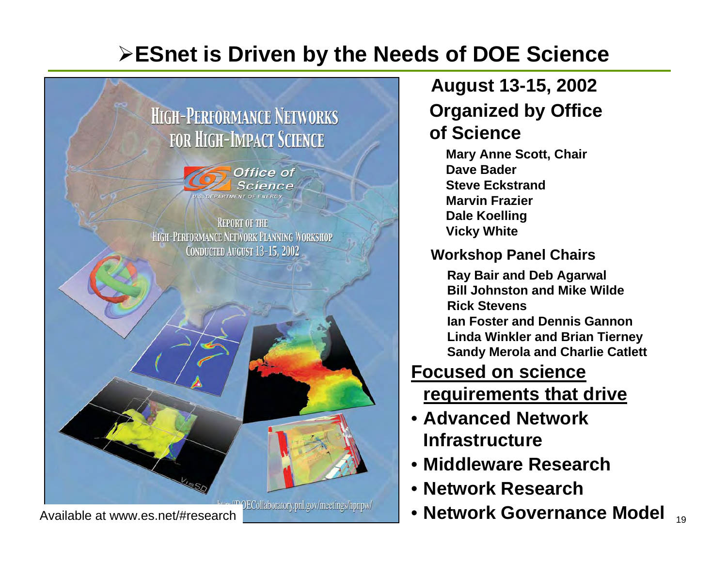# ESnet is Driven by the Needs of DOE Science

HIGH-PERFORMANCE NETWORKS FOR HIGH-IMPACT SCIENCE

Office of Science
U.S. DEPARTMENT OF ENERGY

REPORT OF THE HIGH-PERFORMANCE NETWORK PLANNING WORKSHOP CONDUCTED AUGUST 13-15, 2002

http://DOECollaboratory.pnl.gov/meetings/hpnpw/

Available at www.es.net/#research

**August 13-15, 2002**

**Organized by Office of Science**

- **Mary Anne Scott, Chair**
- **Dave Bader**
- **Steve Eckstrand**
- **Marvin Frazier**
- **Dale Koelling**
- **Vicky White**

**Workshop Panel Chairs**

- **Ray Bair and Deb Agarwal**
- **Bill Johnston and Mike Wilde**
- **Rick Stevens**
- **Ian Foster and Dennis Gannon**
- **Linda Winkler and Brian Tierney**
- **Sandy Merola and Charlie Catlett**

**Focused on science requirements that drive**

- **Advanced Network Infrastructure**
- **Middleware Research**
- **Network Research**
- **Network Governance Model**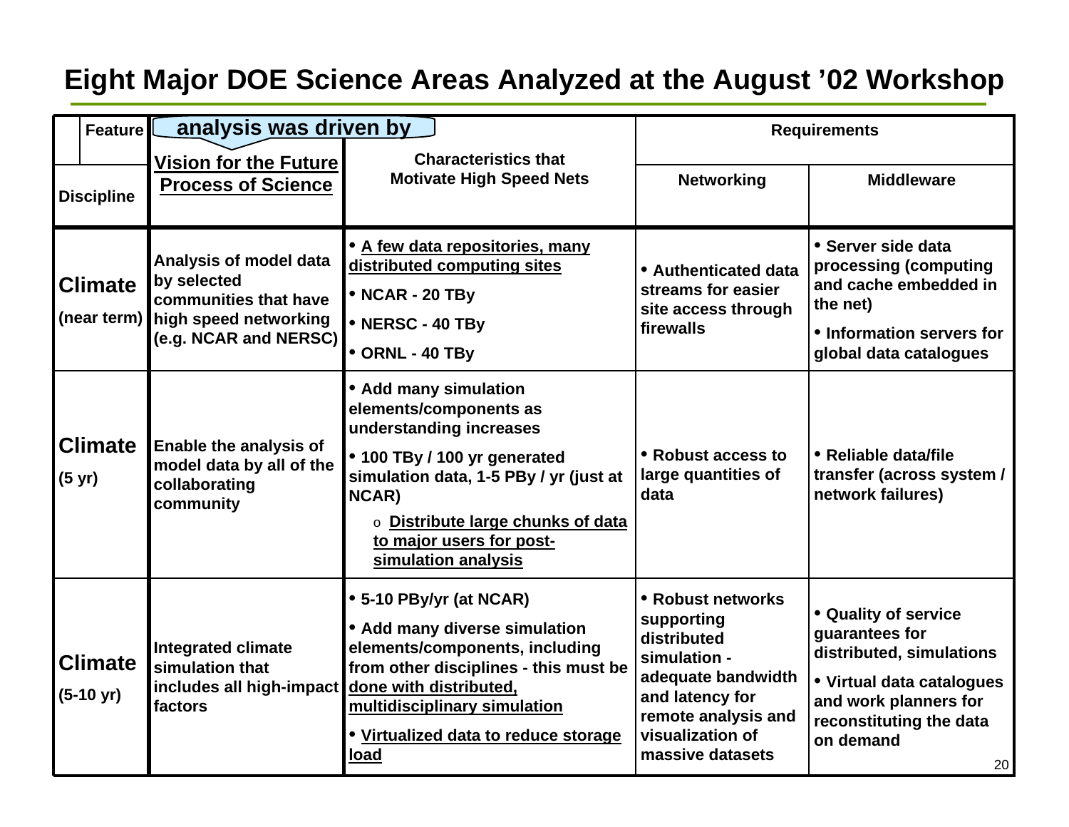# Eight Major DOE Science Areas Analyzed at the August '02 Workshop

| Feature / Discipline | Vision for the Future Process of Science (analysis was driven by) | Characteristics that Motivate High Speed Nets | Requirements: Networking | Requirements: Middleware |
|---|---|---|---|---|
| **Climate** (near term) | Analysis of model data by selected communities that have high speed networking (e.g. NCAR and NERSC) | • A few data repositories, many distributed computing sites<br>• NCAR - 20 TBy<br>• NERSC - 40 TBy<br>• ORNL - 40 TBy | • Authenticated data streams for easier site access through firewalls | • Server side data processing (computing and cache embedded in the net)<br>• Information servers for global data catalogues |
| **Climate** (5 yr) | Enable the analysis of model data by all of the collaborating community | • Add many simulation elements/components as understanding increases<br>• 100 TBy / 100 yr generated simulation data, 1-5 PBy / yr (just at NCAR)<br>o Distribute large chunks of data to major users for post-simulation analysis | • Robust access to large quantities of data | • Reliable data/file transfer (across system / network failures) |
| **Climate** (5-10 yr) | Integrated climate simulation that includes all high-impact factors | • 5-10 PBy/yr (at NCAR)<br>• Add many diverse simulation elements/components, including from other disciplines - this must be done with distributed, multidisciplinary simulation<br>• Virtualized data to reduce storage load | • Robust networks supporting distributed simulation - adequate bandwidth and latency for remote analysis and visualization of massive datasets | • Quality of service guarantees for distributed, simulations<br>• Virtual data catalogues and work planners for reconstituting the data on demand |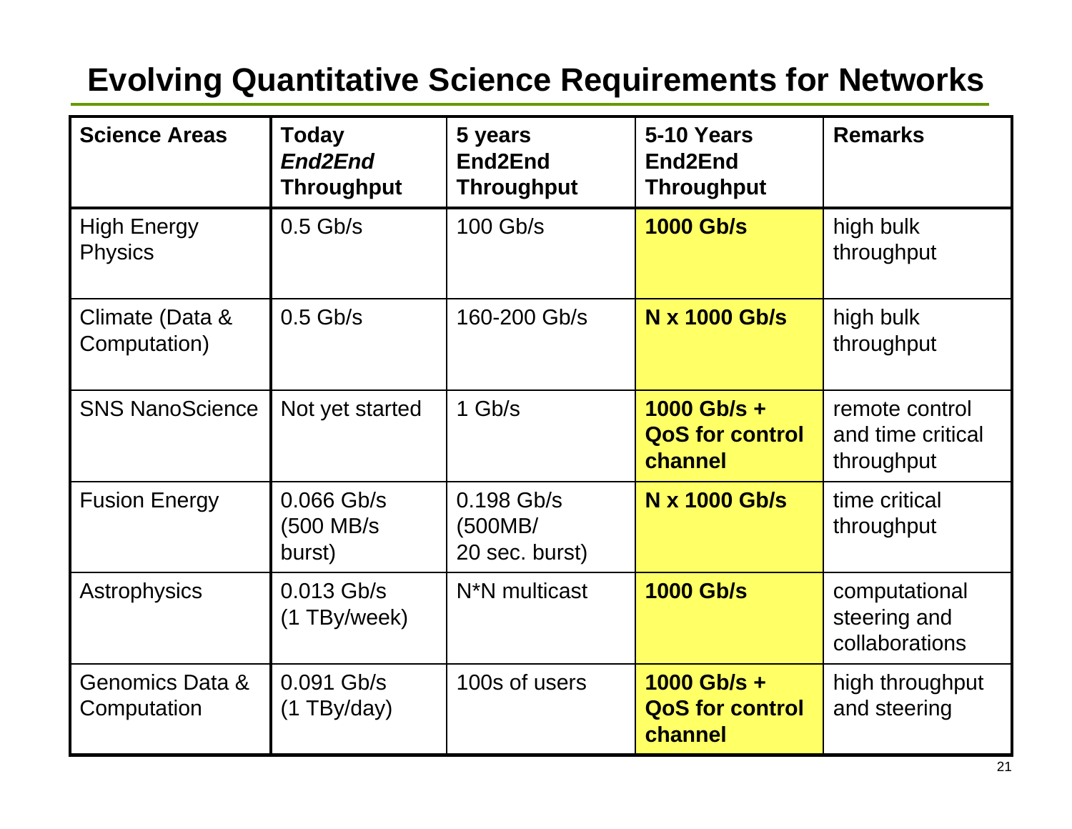# Evolving Quantitative Science Requirements for Networks

| **Science Areas** | **Today *End2End* Throughput** | **5 years End2End Throughput** | **5-10 Years End2End Throughput** | **Remarks** |
|---|---|---|---|---|
| High Energy Physics | 0.5 Gb/s | 100 Gb/s | **1000 Gb/s** | high bulk throughput |
| Climate (Data & Computation) | 0.5 Gb/s | 160-200 Gb/s | **N x 1000 Gb/s** | high bulk throughput |
| SNS NanoScience | Not yet started | 1 Gb/s | **1000 Gb/s + QoS for control channel** | remote control and time critical throughput |
| Fusion Energy | 0.066 Gb/s (500 MB/s burst) | 0.198 Gb/s (500MB/ 20 sec. burst) | **N x 1000 Gb/s** | time critical throughput |
| Astrophysics | 0.013 Gb/s (1 TBy/week) | N*N multicast | **1000 Gb/s** | computational steering and collaborations |
| Genomics Data & Computation | 0.091 Gb/s (1 TBy/day) | 100s of users | **1000 Gb/s + QoS for control channel** | high throughput and steering |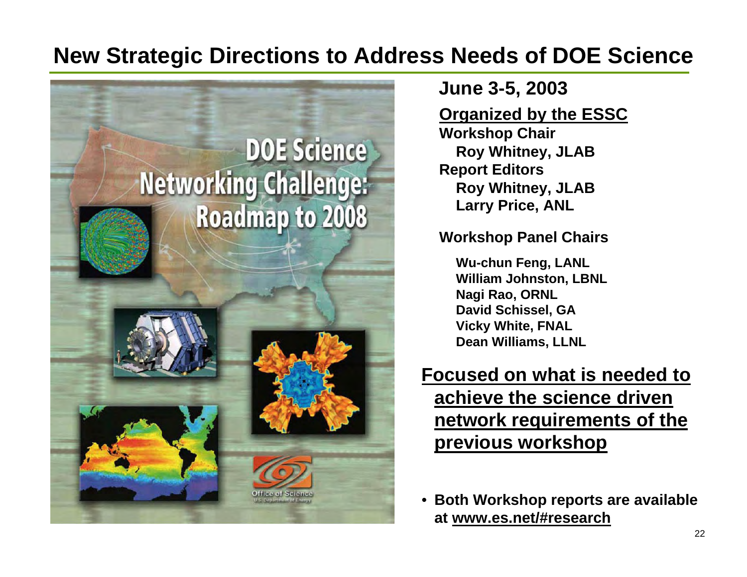# New Strategic Directions to Address Needs of DOE Science

**June 3-5, 2003**

**Organized by the ESSC**

**Workshop Chair**

**Roy Whitney, JLAB**

**Report Editors**

**Roy Whitney, JLAB**

**Larry Price, ANL**

**Workshop Panel Chairs**

**Wu-chun Feng, LANL**
**William Johnston, LBNL**
**Nagi Rao, ORNL**
**David Schissel, GA**
**Vicky White, FNAL**
**Dean Williams, LLNL**

**Focused on what is needed to achieve the science driven network requirements of the previous workshop**

- **Both Workshop reports are available at www.es.net/#research**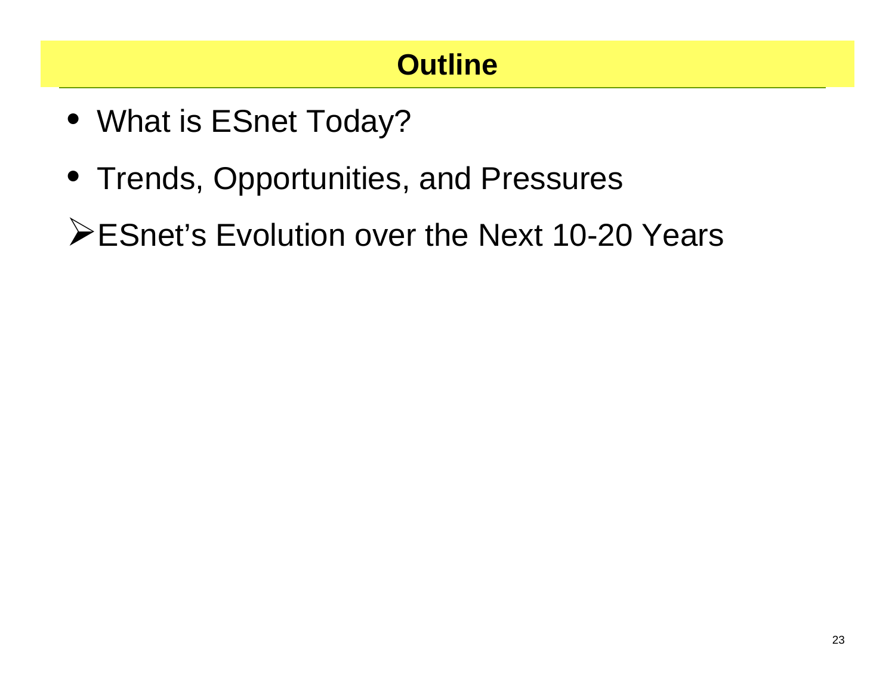# Outline

- What is ESnet Today?
- Trends, Opportunities, and Pressures
- ➢ESnet's Evolution over the Next 10-20 Years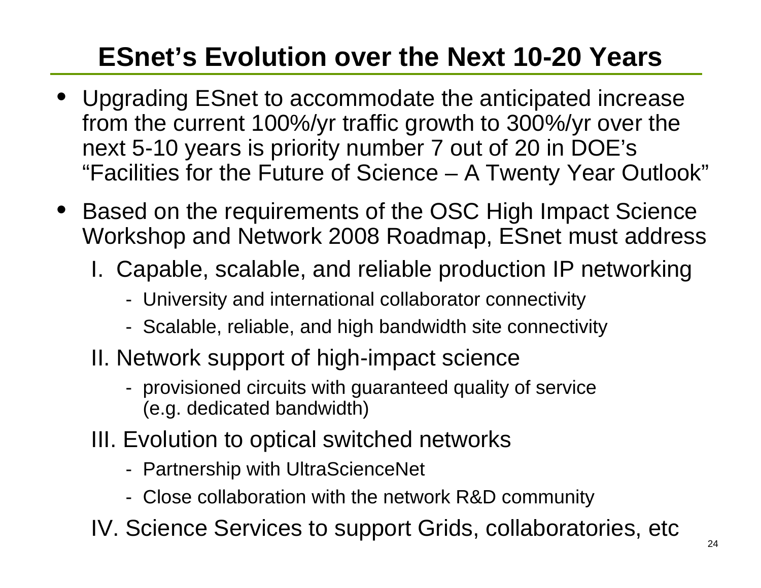# ESnet's Evolution over the Next 10-20 Years

- Upgrading ESnet to accommodate the anticipated increase from the current 100%/yr traffic growth to 300%/yr over the next 5-10 years is priority number 7 out of 20 in DOE's "Facilities for the Future of Science – A Twenty Year Outlook"
- Based on the requirements of the OSC High Impact Science Workshop and Network 2008 Roadmap, ESnet must address
  - I. Capable, scalable, and reliable production IP networking
    - University and international collaborator connectivity
    - Scalable, reliable, and high bandwidth site connectivity
  - II. Network support of high-impact science
    - provisioned circuits with guaranteed quality of service (e.g. dedicated bandwidth)
  - III. Evolution to optical switched networks
    - Partnership with UltraScienceNet
    - Close collaboration with the network R&D community
  - IV. Science Services to support Grids, collaboratories, etc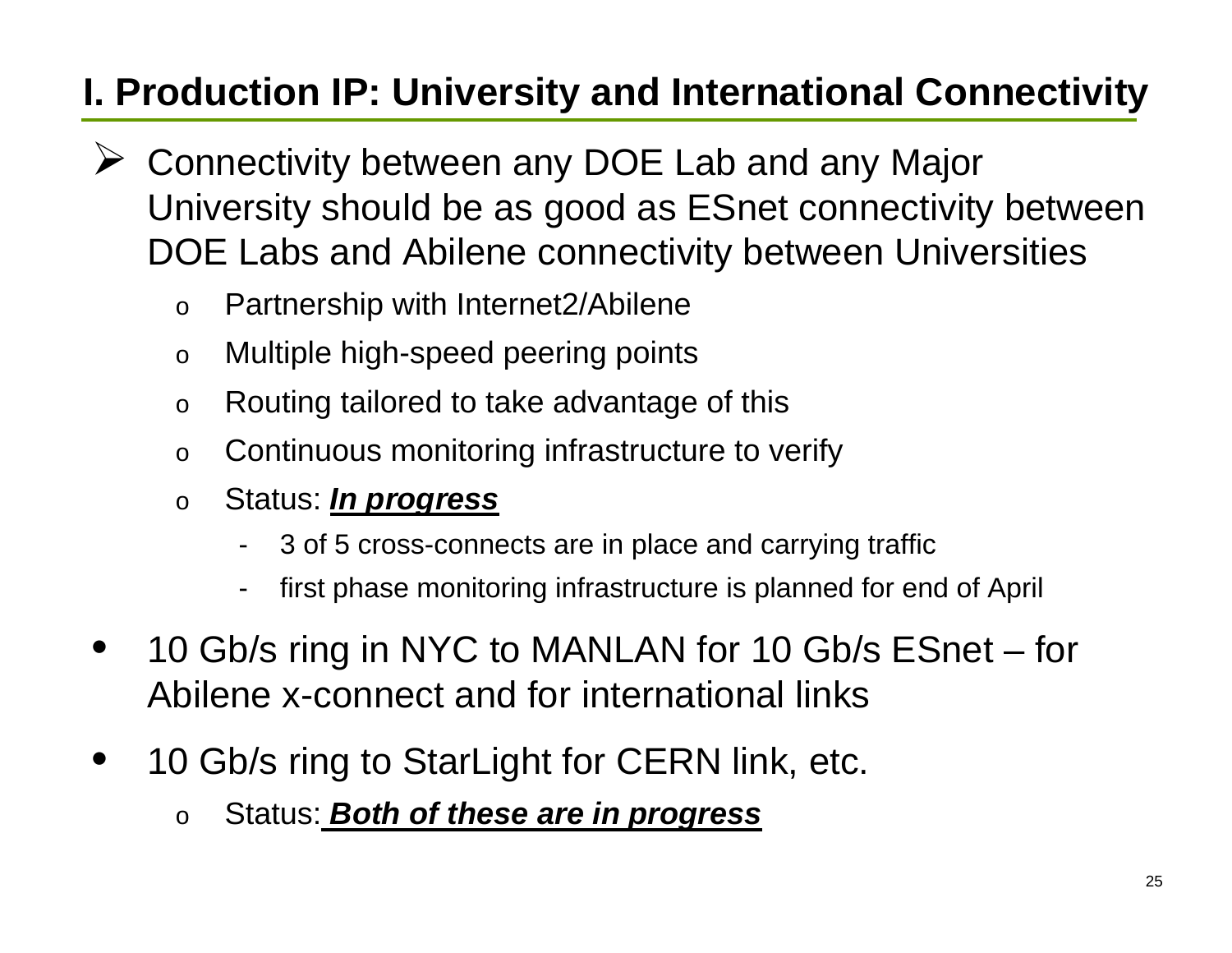# I. Production IP: University and International Connectivity

- Connectivity between any DOE Lab and any Major University should be as good as ESnet connectivity between DOE Labs and Abilene connectivity between Universities
  - Partnership with Internet2/Abilene
  - Multiple high-speed peering points
  - Routing tailored to take advantage of this
  - Continuous monitoring infrastructure to verify
  - Status: ***In progress***
    - 3 of 5 cross-connects are in place and carrying traffic
    - first phase monitoring infrastructure is planned for end of April

- 10 Gb/s ring in NYC to MANLAN for 10 Gb/s ESnet – for Abilene x-connect and for international links

- 10 Gb/s ring to StarLight for CERN link, etc.
  - Status: ***Both of these are in progress***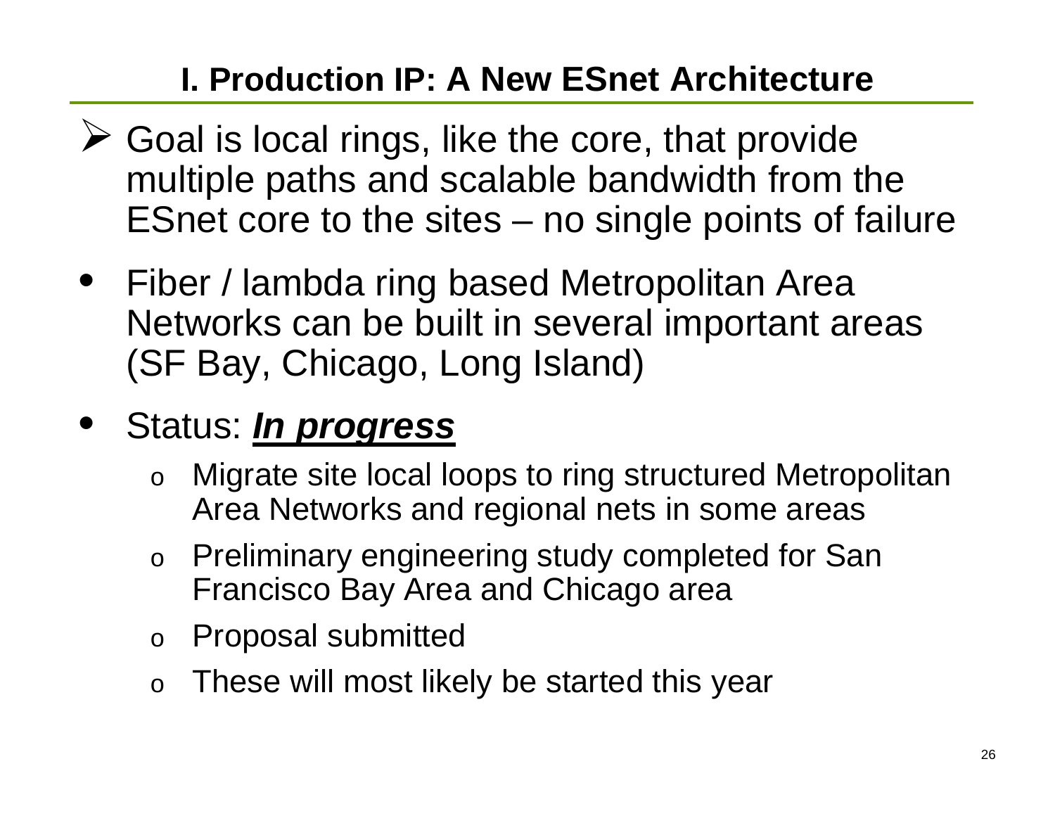# I. Production IP: A New ESnet Architecture

- Goal is local rings, like the core, that provide multiple paths and scalable bandwidth from the ESnet core to the sites – no single points of failure

- Fiber / lambda ring based Metropolitan Area Networks can be built in several important areas (SF Bay, Chicago, Long Island)

- Status: ***In progress***
  - Migrate site local loops to ring structured Metropolitan Area Networks and regional nets in some areas
  - Preliminary engineering study completed for San Francisco Bay Area and Chicago area
  - Proposal submitted
  - These will most likely be started this year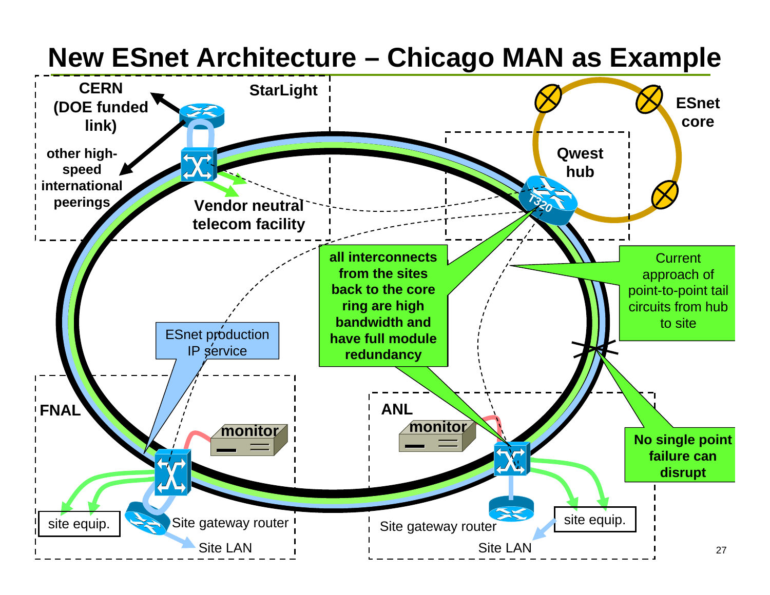# New ESnet Architecture – Chicago MAN as Example

CERN (DOE funded link)

StarLight

other high-speed international peerings

Vendor neutral telecom facility

ESnet core

Qwest hub

T320

all interconnects from the sites back to the core ring are high bandwidth and have full module redundancy

Current approach of point-to-point tail circuits from hub to site

ESnet production IP service

No single point failure can disrupt

FNAL

monitor

site equip.

Site gateway router

Site LAN

ANL

monitor

Site gateway router

site equip.

Site LAN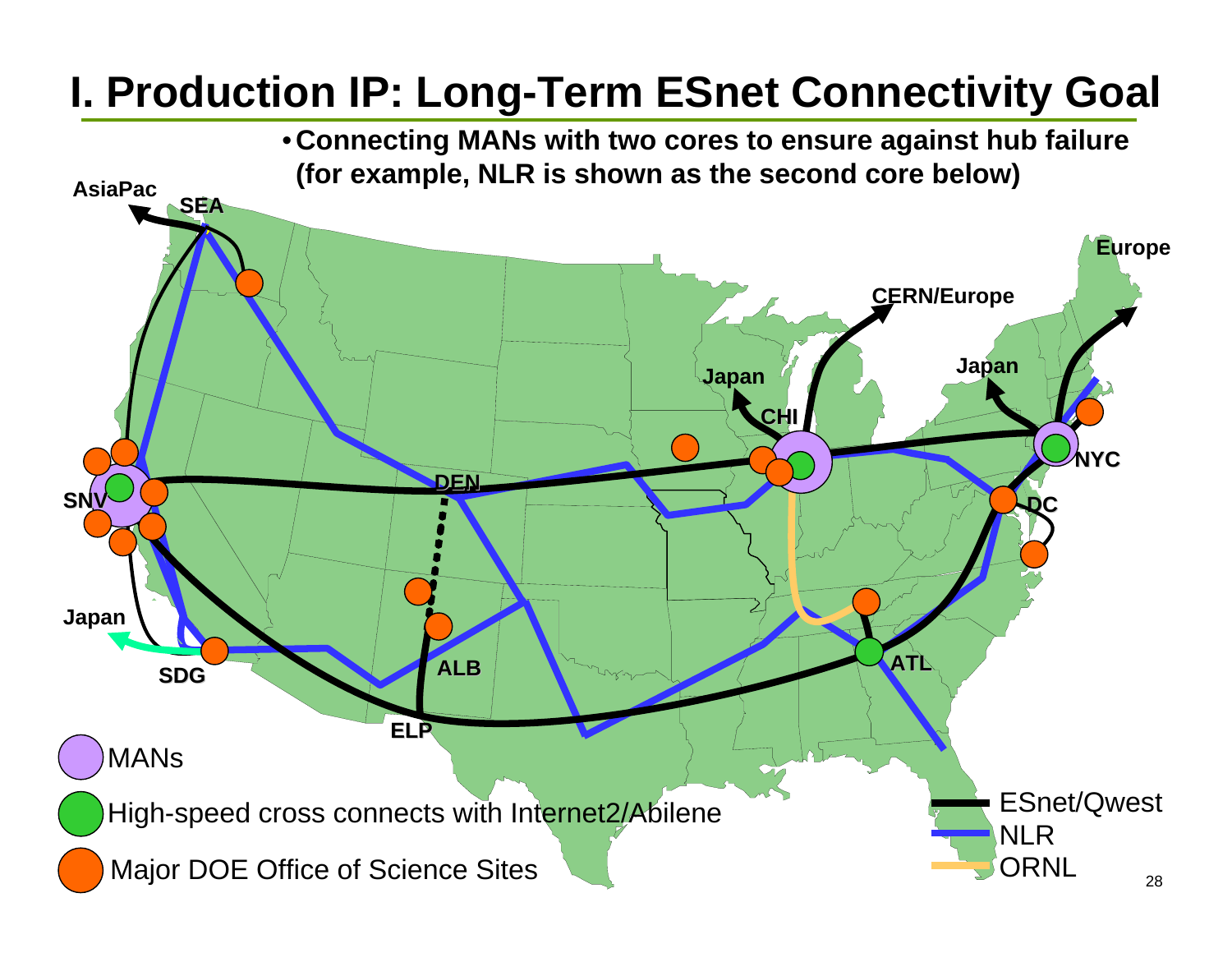# I. Production IP: Long-Term ESnet Connectivity Goal

- Connecting MANs with two cores to ensure against hub failure (for example, NLR is shown as the second core below)

AsiaPac
SEA
Europe
CERN/Europe
Japan
Japan
CHI
NYC
SNV
DEN
DC
Japan
ALB
ATL
SDG
ELP

MANs
High-speed cross connects with Internet2/Abilene
Major DOE Office of Science Sites

ESnet/Qwest
NLR
ORNL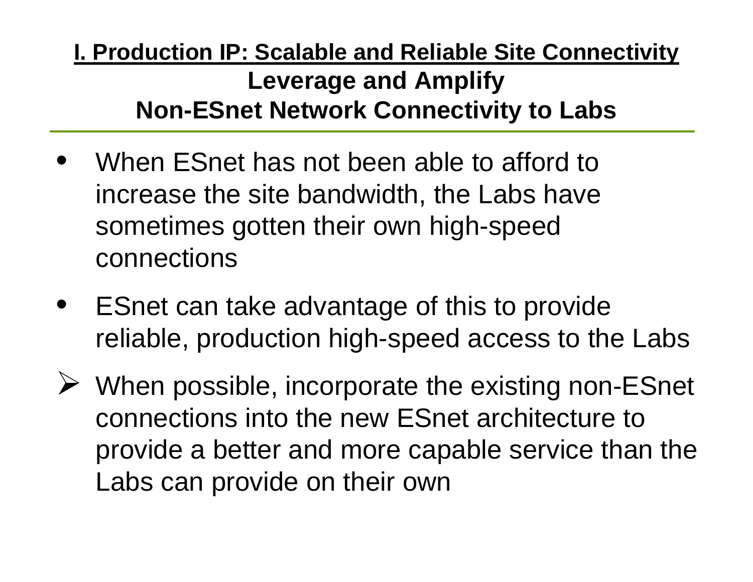## I. Production IP: Scalable and Reliable Site Connectivity

## Leverage and Amplify Non-ESnet Network Connectivity to Labs

- When ESnet has not been able to afford to increase the site bandwidth, the Labs have sometimes gotten their own high-speed connections
- ESnet can take advantage of this to provide reliable, production high-speed access to the Labs

➢ When possible, incorporate the existing non-ESnet connections into the new ESnet architecture to provide a better and more capable service than the Labs can provide on their own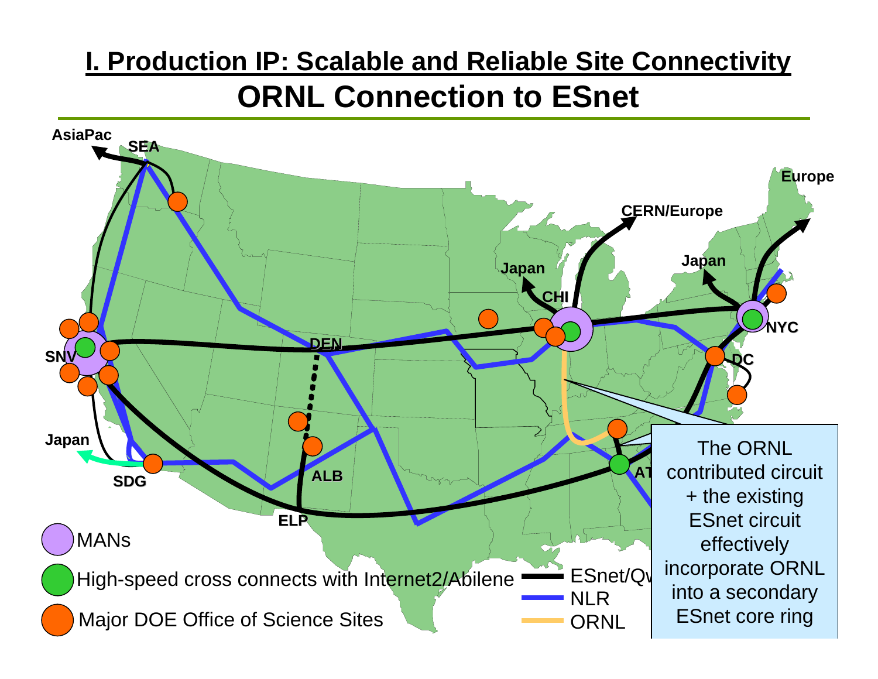# I. Production IP: Scalable and Reliable Site Connectivity

## ORNL Connection to ESnet

AsiaPac

SEA

Europe

CERN/Europe

Japan

Japan

CHI

NYC

SNV

DEN

DC

Japan

ALB

SDG

ELP

AT

MANs

High-speed cross connects with Internet2/Abilene

Major DOE Office of Science Sites

ESnet/Qw

NLR

ORNL

The ORNL contributed circuit + the existing ESnet circuit effectively incorporate ORNL into a secondary ESnet core ring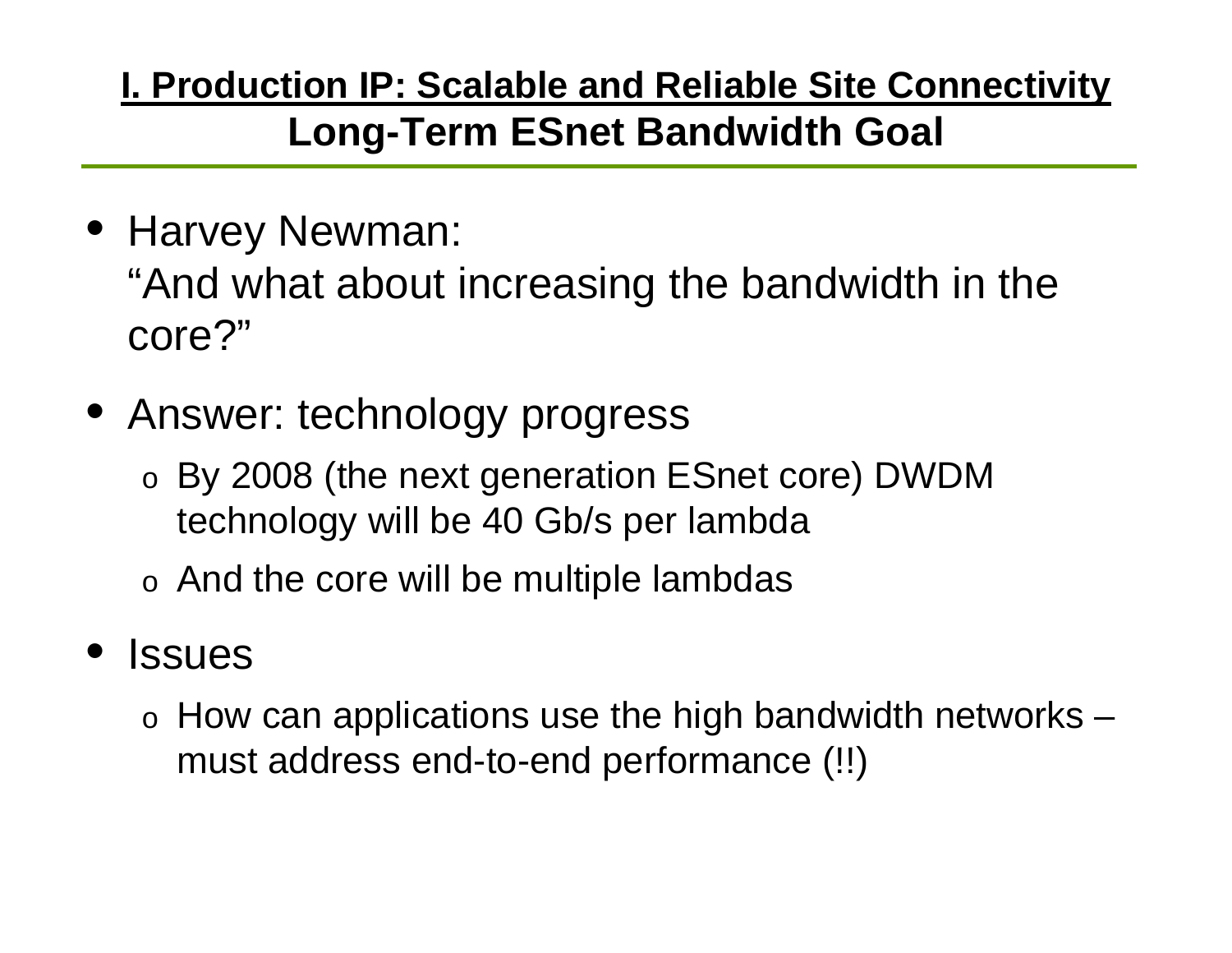## I. Production IP: Scalable and Reliable Site Connectivity

## Long-Term ESnet Bandwidth Goal

- Harvey Newman:
  "And what about increasing the bandwidth in the core?"
- Answer: technology progress
  - By 2008 (the next generation ESnet core) DWDM technology will be 40 Gb/s per lambda
  - And the core will be multiple lambdas
- Issues
  - How can applications use the high bandwidth networks – must address end-to-end performance (!!)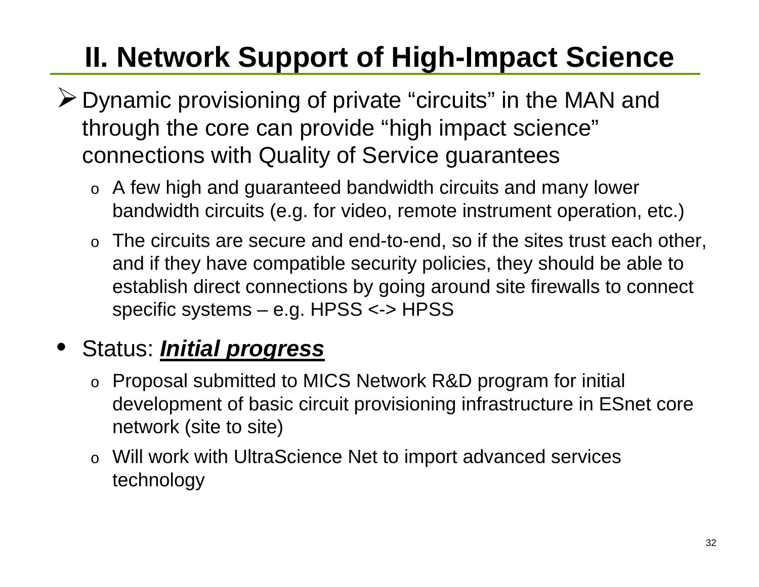# II. Network Support of High-Impact Science

- Dynamic provisioning of private "circuits" in the MAN and through the core can provide "high impact science" connections with Quality of Service guarantees
  - A few high and guaranteed bandwidth circuits and many lower bandwidth circuits (e.g. for video, remote instrument operation, etc.)
  - The circuits are secure and end-to-end, so if the sites trust each other, and if they have compatible security policies, they should be able to establish direct connections by going around site firewalls to connect specific systems – e.g. HPSS <-> HPSS

- Status: ***Initial progress***
  - Proposal submitted to MICS Network R&D program for initial development of basic circuit provisioning infrastructure in ESnet core network (site to site)
  - Will work with UltraScience Net to import advanced services technology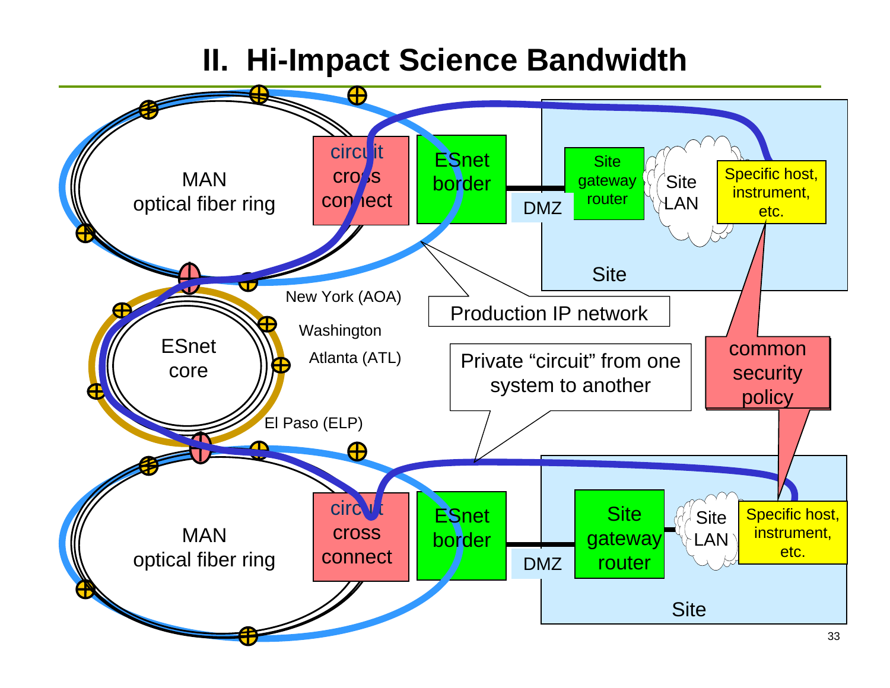# II. Hi-Impact Science Bandwidth

MAN optical fiber ring

circuit cross connect

ESnet border

DMZ

Site gateway router

Site LAN

Specific host, instrument, etc.

Site

Production IP network

New York (AOA)

Washington

Atlanta (ATL)

El Paso (ELP)

ESnet core

Private "circuit" from one system to another

common security policy

MAN optical fiber ring

circuit cross connect

ESnet border

DMZ

Site gateway router

Site LAN

Specific host, instrument, etc.

Site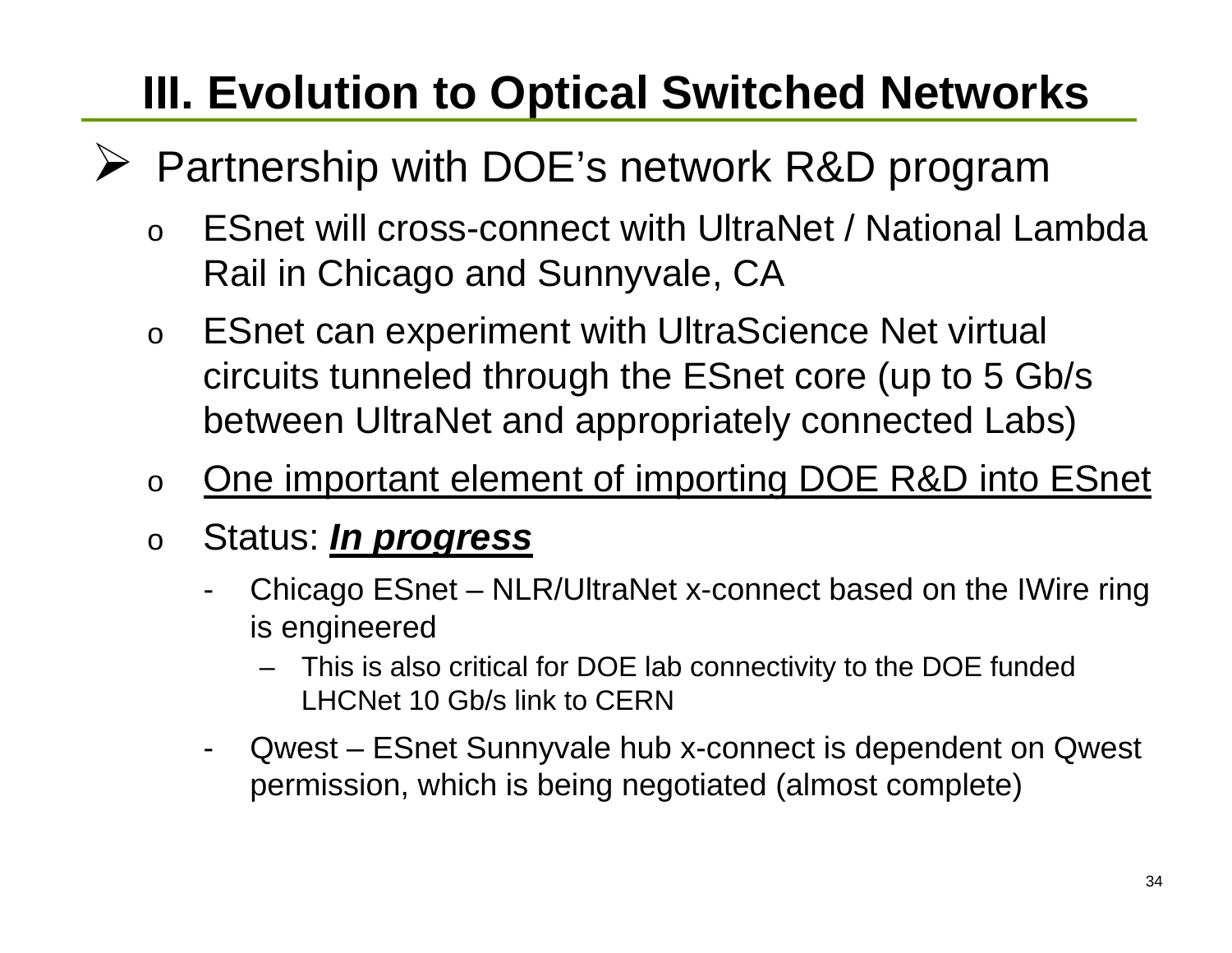# III. Evolution to Optical Switched Networks

- Partnership with DOE's network R&D program
  - ESnet will cross-connect with UltraNet / National Lambda Rail in Chicago and Sunnyvale, CA
  - ESnet can experiment with UltraScience Net virtual circuits tunneled through the ESnet core (up to 5 Gb/s between UltraNet and appropriately connected Labs)
  - <u>One important element of importing DOE R&D into ESnet</u>
  - Status: ***<u>In progress</u>***
    - Chicago ESnet – NLR/UltraNet x-connect based on the IWire ring is engineered
      - This is also critical for DOE lab connectivity to the DOE funded LHCNet 10 Gb/s link to CERN
    - Qwest – ESnet Sunnyvale hub x-connect is dependent on Qwest permission, which is being negotiated (almost complete)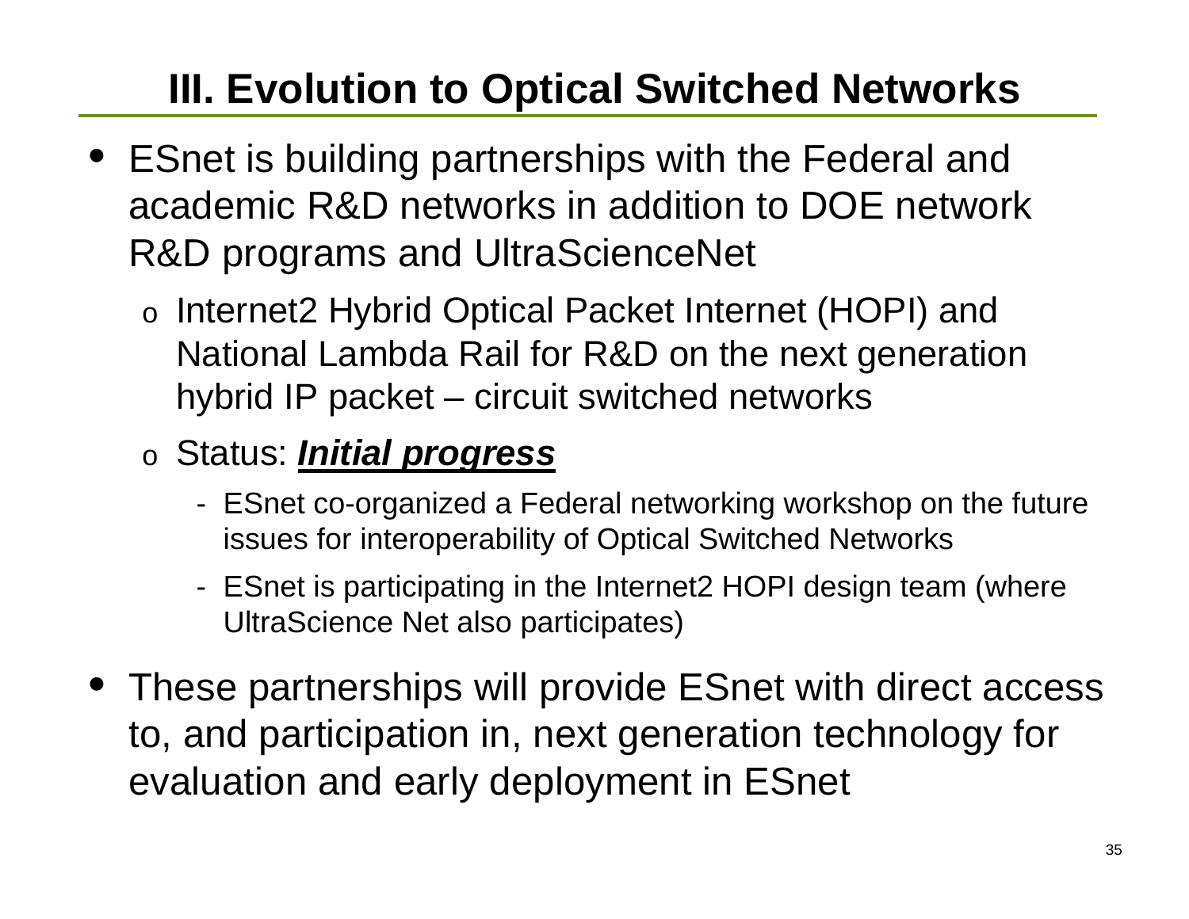# III. Evolution to Optical Switched Networks

- ESnet is building partnerships with the Federal and academic R&D networks in addition to DOE network R&D programs and UltraScienceNet
  - Internet2 Hybrid Optical Packet Internet (HOPI) and National Lambda Rail for R&D on the next generation hybrid IP packet – circuit switched networks
  - Status: ***Initial progress***
    - ESnet co-organized a Federal networking workshop on the future issues for interoperability of Optical Switched Networks
    - ESnet is participating in the Internet2 HOPI design team (where UltraScience Net also participates)
- These partnerships will provide ESnet with direct access to, and participation in, next generation technology for evaluation and early deployment in ESnet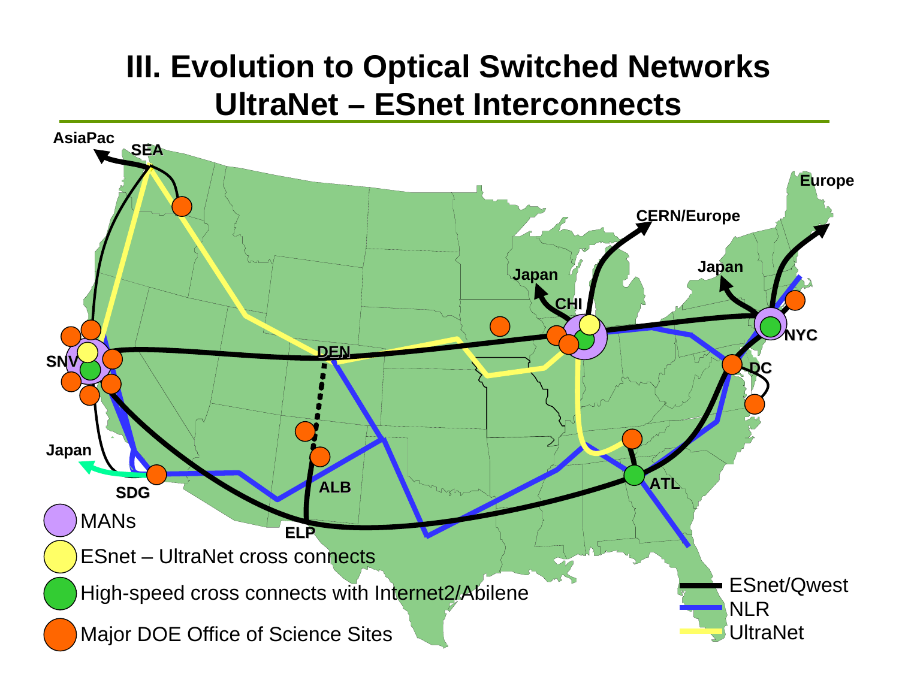# III. Evolution to Optical Switched Networks UltraNet – ESnet Interconnects

AsiaPac
SEA
Europe
CERN/Europe
Japan
Japan
CHI
NYC
SNV
DEN
DC
Japan
ALB
ATL
SDG
ELP

MANs
ESnet – UltraNet cross connects
High-speed cross connects with Internet2/Abilene
Major DOE Office of Science Sites

ESnet/Qwest
NLR
UltraNet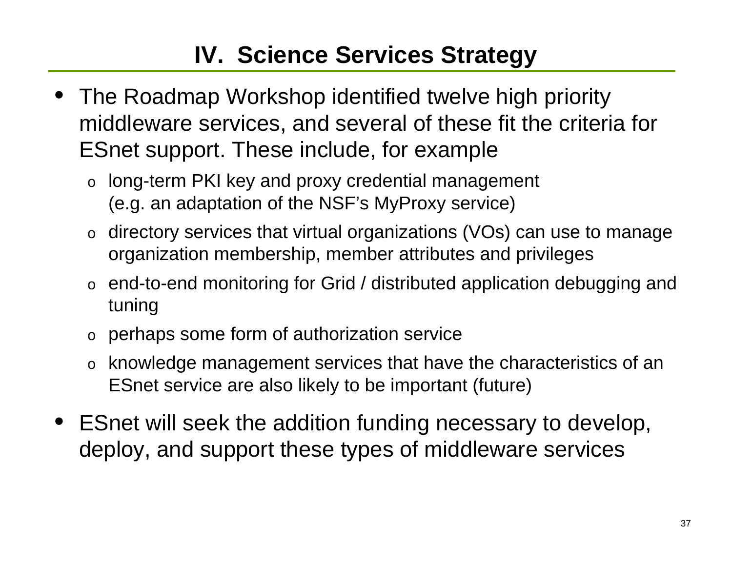# IV. Science Services Strategy

- The Roadmap Workshop identified twelve high priority middleware services, and several of these fit the criteria for ESnet support. These include, for example
  - long-term PKI key and proxy credential management
    (e.g. an adaptation of the NSF's MyProxy service)
  - directory services that virtual organizations (VOs) can use to manage organization membership, member attributes and privileges
  - end-to-end monitoring for Grid / distributed application debugging and tuning
  - perhaps some form of authorization service
  - knowledge management services that have the characteristics of an ESnet service are also likely to be important (future)
- ESnet will seek the addition funding necessary to develop, deploy, and support these types of middleware services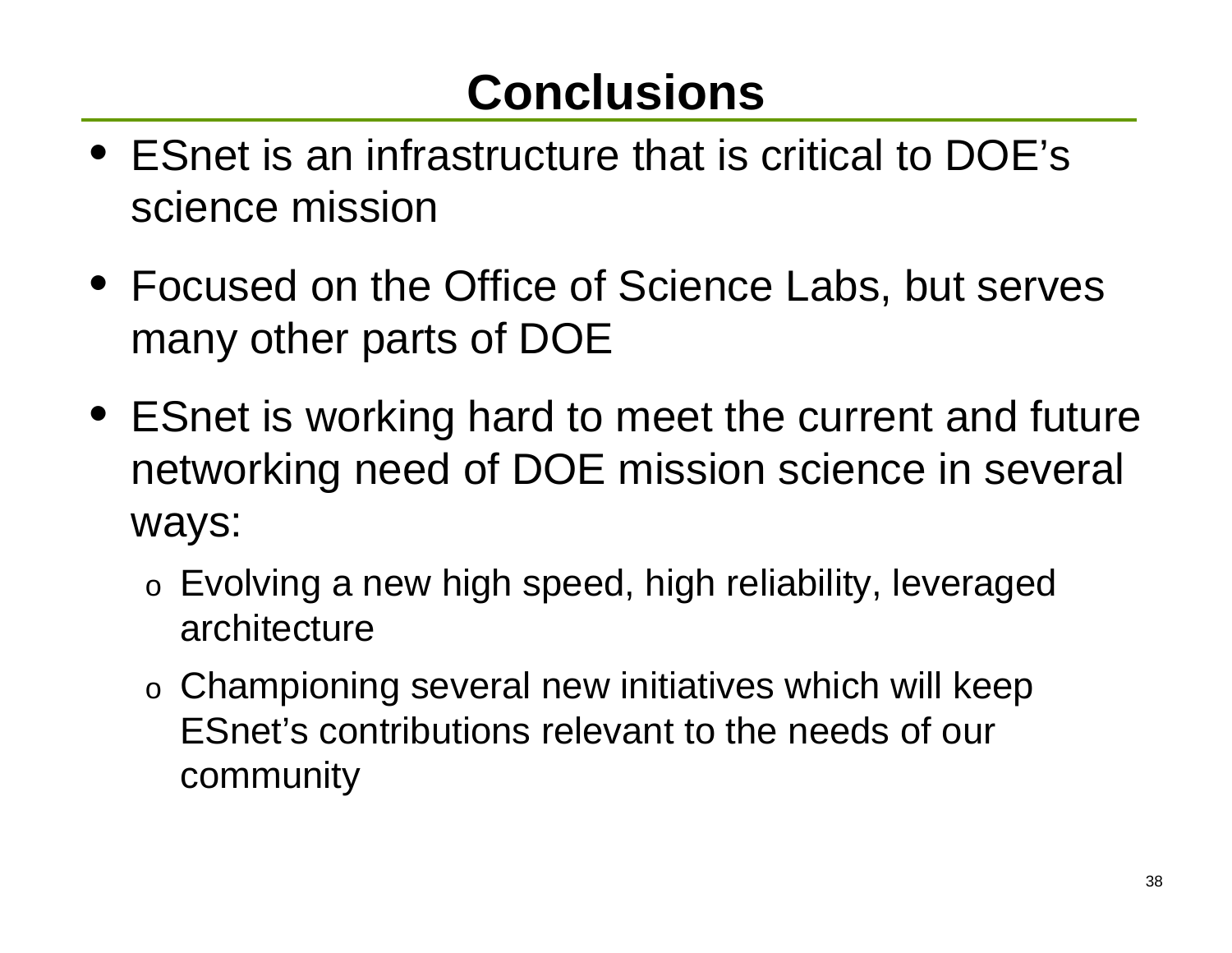# Conclusions

- ESnet is an infrastructure that is critical to DOE's science mission
- Focused on the Office of Science Labs, but serves many other parts of DOE
- ESnet is working hard to meet the current and future networking need of DOE mission science in several ways:
  - Evolving a new high speed, high reliability, leveraged architecture
  - Championing several new initiatives which will keep ESnet's contributions relevant to the needs of our community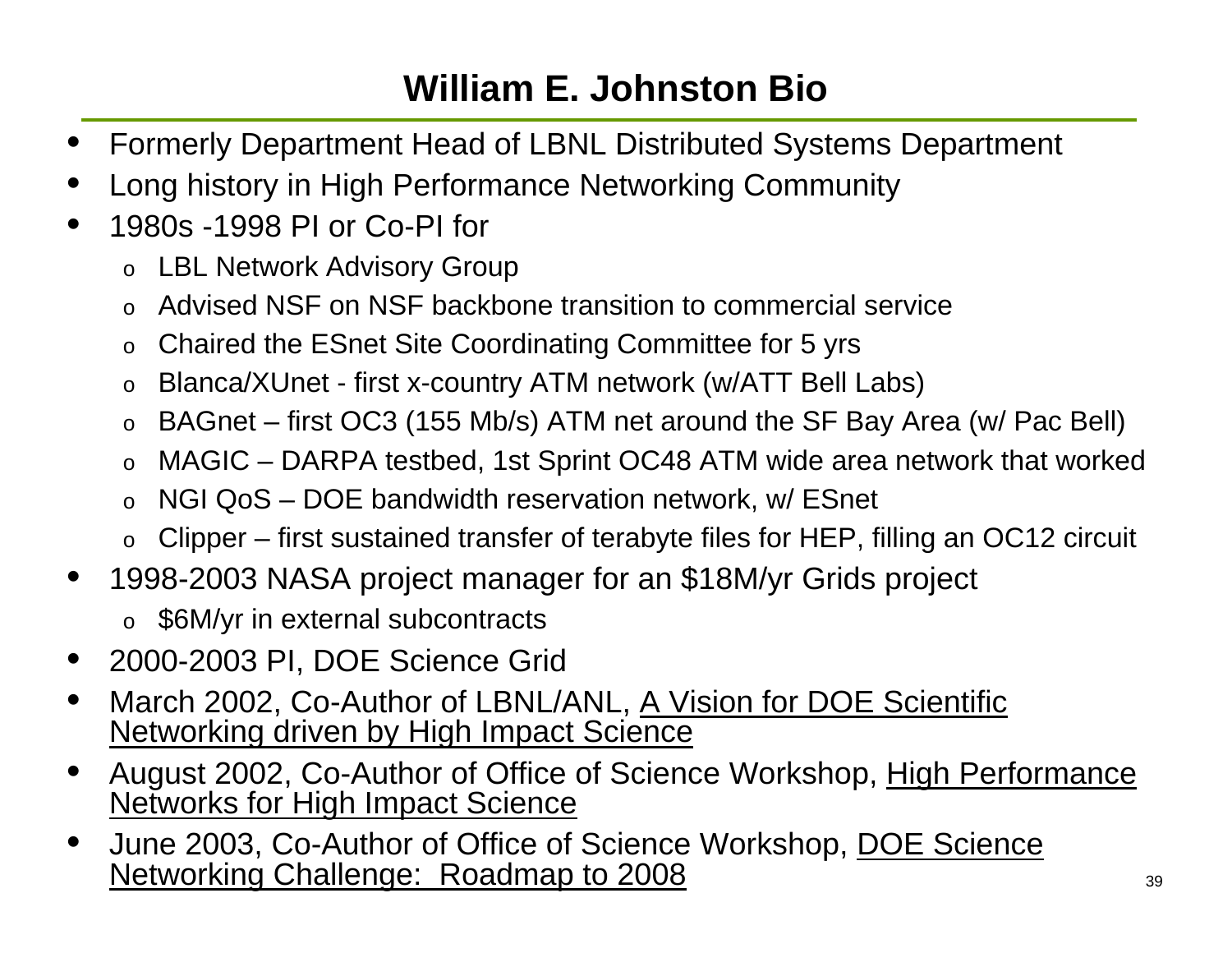# William E. Johnston Bio

- Formerly Department Head of LBNL Distributed Systems Department
- Long history in High Performance Networking Community
- 1980s -1998 PI or Co-PI for
  - LBL Network Advisory Group
  - Advised NSF on NSF backbone transition to commercial service
  - Chaired the ESnet Site Coordinating Committee for 5 yrs
  - Blanca/XUnet - first x-country ATM network (w/ATT Bell Labs)
  - BAGnet – first OC3 (155 Mb/s) ATM net around the SF Bay Area (w/ Pac Bell)
  - MAGIC – DARPA testbed, 1st Sprint OC48 ATM wide area network that worked
  - NGI QoS – DOE bandwidth reservation network, w/ ESnet
  - Clipper – first sustained transfer of terabyte files for HEP, filling an OC12 circuit
- 1998-2003 NASA project manager for an $18M/yr Grids project
  - $6M/yr in external subcontracts
- 2000-2003 PI, DOE Science Grid
- March 2002, Co-Author of LBNL/ANL, A Vision for DOE Scientific Networking driven by High Impact Science
- August 2002, Co-Author of Office of Science Workshop, High Performance Networks for High Impact Science
- June 2003, Co-Author of Office of Science Workshop, DOE Science Networking Challenge: Roadmap to 2008